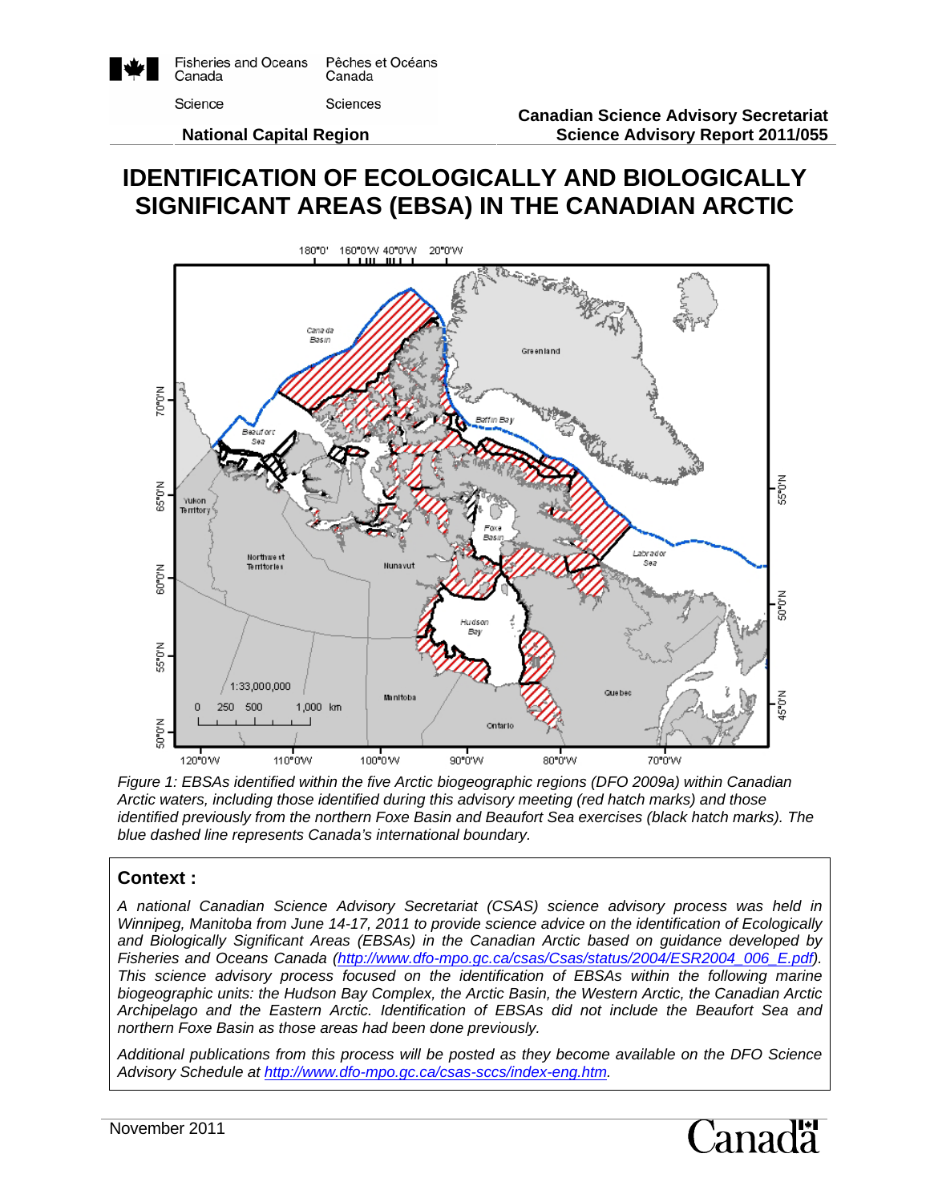Fisheries and Oceans Canada / Pêches et Océans Canada

Science / Sciences

**National Capital Region**

**Canadian Science Advisory Secretariat**
**Science Advisory Report 2011/055**

# IDENTIFICATION OF ECOLOGICALLY AND BIOLOGICALLY SIGNIFICANT AREAS (EBSA) IN THE CANADIAN ARCTIC

*Figure 1: EBSAs identified within the five Arctic biogeographic regions (DFO 2009a) within Canadian Arctic waters, including those identified during this advisory meeting (red hatch marks) and those identified previously from the northern Foxe Basin and Beaufort Sea exercises (black hatch marks). The blue dashed line represents Canada's international boundary.*

## Context :

*A national Canadian Science Advisory Secretariat (CSAS) science advisory process was held in Winnipeg, Manitoba from June 14-17, 2011 to provide science advice on the identification of Ecologically and Biologically Significant Areas (EBSAs) in the Canadian Arctic based on guidance developed by Fisheries and Oceans Canada (http://www.dfo-mpo.gc.ca/csas/Csas/status/2004/ESR2004_006_E.pdf). This science advisory process focused on the identification of EBSAs within the following marine biogeographic units: the Hudson Bay Complex, the Arctic Basin, the Western Arctic, the Canadian Arctic Archipelago and the Eastern Arctic. Identification of EBSAs did not include the Beaufort Sea and northern Foxe Basin as those areas had been done previously.*

*Additional publications from this process will be posted as they become available on the DFO Science Advisory Schedule at http://www.dfo-mpo.gc.ca/csas-sccs/index-eng.htm.*

November 2011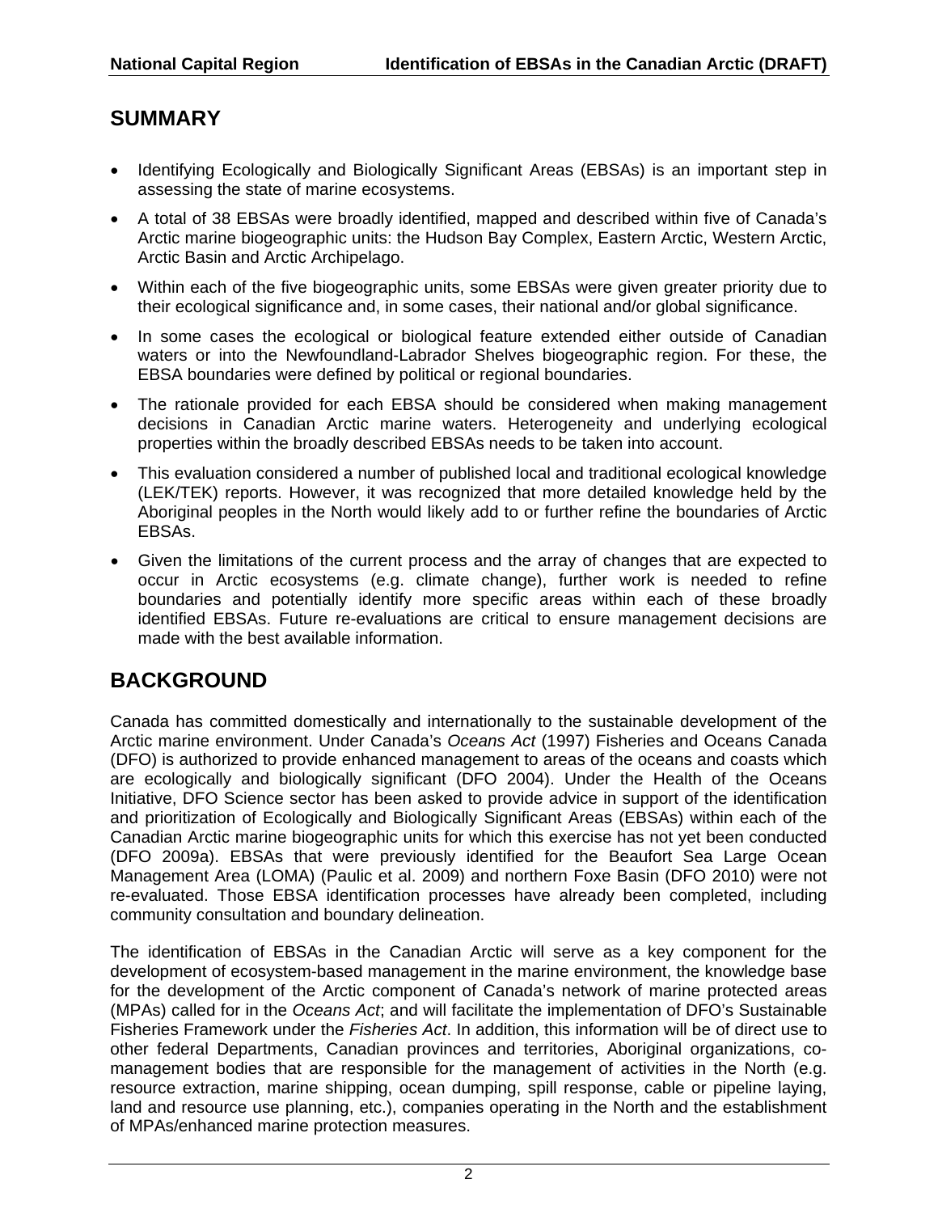## SUMMARY

- Identifying Ecologically and Biologically Significant Areas (EBSAs) is an important step in assessing the state of marine ecosystems.
- A total of 38 EBSAs were broadly identified, mapped and described within five of Canada's Arctic marine biogeographic units: the Hudson Bay Complex, Eastern Arctic, Western Arctic, Arctic Basin and Arctic Archipelago.
- Within each of the five biogeographic units, some EBSAs were given greater priority due to their ecological significance and, in some cases, their national and/or global significance.
- In some cases the ecological or biological feature extended either outside of Canadian waters or into the Newfoundland-Labrador Shelves biogeographic region. For these, the EBSA boundaries were defined by political or regional boundaries.
- The rationale provided for each EBSA should be considered when making management decisions in Canadian Arctic marine waters. Heterogeneity and underlying ecological properties within the broadly described EBSAs needs to be taken into account.
- This evaluation considered a number of published local and traditional ecological knowledge (LEK/TEK) reports. However, it was recognized that more detailed knowledge held by the Aboriginal peoples in the North would likely add to or further refine the boundaries of Arctic EBSAs.
- Given the limitations of the current process and the array of changes that are expected to occur in Arctic ecosystems (e.g. climate change), further work is needed to refine boundaries and potentially identify more specific areas within each of these broadly identified EBSAs. Future re-evaluations are critical to ensure management decisions are made with the best available information.

## BACKGROUND

Canada has committed domestically and internationally to the sustainable development of the Arctic marine environment. Under Canada's *Oceans Act* (1997) Fisheries and Oceans Canada (DFO) is authorized to provide enhanced management to areas of the oceans and coasts which are ecologically and biologically significant (DFO 2004). Under the Health of the Oceans Initiative, DFO Science sector has been asked to provide advice in support of the identification and prioritization of Ecologically and Biologically Significant Areas (EBSAs) within each of the Canadian Arctic marine biogeographic units for which this exercise has not yet been conducted (DFO 2009a). EBSAs that were previously identified for the Beaufort Sea Large Ocean Management Area (LOMA) (Paulic et al. 2009) and northern Foxe Basin (DFO 2010) were not re-evaluated. Those EBSA identification processes have already been completed, including community consultation and boundary delineation.

The identification of EBSAs in the Canadian Arctic will serve as a key component for the development of ecosystem-based management in the marine environment, the knowledge base for the development of the Arctic component of Canada's network of marine protected areas (MPAs) called for in the *Oceans Act*; and will facilitate the implementation of DFO's Sustainable Fisheries Framework under the *Fisheries Act*. In addition, this information will be of direct use to other federal Departments, Canadian provinces and territories, Aboriginal organizations, co-management bodies that are responsible for the management of activities in the North (e.g. resource extraction, marine shipping, ocean dumping, spill response, cable or pipeline laying, land and resource use planning, etc.), companies operating in the North and the establishment of MPAs/enhanced marine protection measures.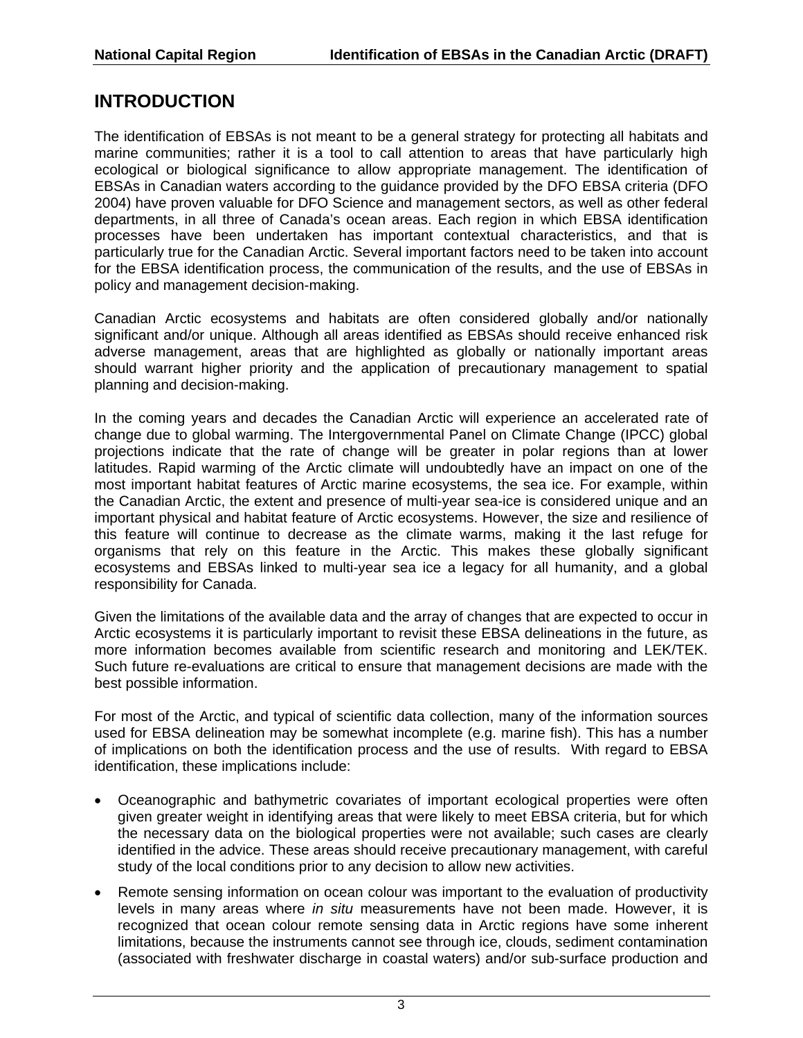# INTRODUCTION

The identification of EBSAs is not meant to be a general strategy for protecting all habitats and marine communities; rather it is a tool to call attention to areas that have particularly high ecological or biological significance to allow appropriate management. The identification of EBSAs in Canadian waters according to the guidance provided by the DFO EBSA criteria (DFO 2004) have proven valuable for DFO Science and management sectors, as well as other federal departments, in all three of Canada's ocean areas. Each region in which EBSA identification processes have been undertaken has important contextual characteristics, and that is particularly true for the Canadian Arctic. Several important factors need to be taken into account for the EBSA identification process, the communication of the results, and the use of EBSAs in policy and management decision-making.

Canadian Arctic ecosystems and habitats are often considered globally and/or nationally significant and/or unique. Although all areas identified as EBSAs should receive enhanced risk adverse management, areas that are highlighted as globally or nationally important areas should warrant higher priority and the application of precautionary management to spatial planning and decision-making.

In the coming years and decades the Canadian Arctic will experience an accelerated rate of change due to global warming. The Intergovernmental Panel on Climate Change (IPCC) global projections indicate that the rate of change will be greater in polar regions than at lower latitudes. Rapid warming of the Arctic climate will undoubtedly have an impact on one of the most important habitat features of Arctic marine ecosystems, the sea ice. For example, within the Canadian Arctic, the extent and presence of multi-year sea-ice is considered unique and an important physical and habitat feature of Arctic ecosystems. However, the size and resilience of this feature will continue to decrease as the climate warms, making it the last refuge for organisms that rely on this feature in the Arctic. This makes these globally significant ecosystems and EBSAs linked to multi-year sea ice a legacy for all humanity, and a global responsibility for Canada.

Given the limitations of the available data and the array of changes that are expected to occur in Arctic ecosystems it is particularly important to revisit these EBSA delineations in the future, as more information becomes available from scientific research and monitoring and LEK/TEK. Such future re-evaluations are critical to ensure that management decisions are made with the best possible information.

For most of the Arctic, and typical of scientific data collection, many of the information sources used for EBSA delineation may be somewhat incomplete (e.g. marine fish). This has a number of implications on both the identification process and the use of results. With regard to EBSA identification, these implications include:

- Oceanographic and bathymetric covariates of important ecological properties were often given greater weight in identifying areas that were likely to meet EBSA criteria, but for which the necessary data on the biological properties were not available; such cases are clearly identified in the advice. These areas should receive precautionary management, with careful study of the local conditions prior to any decision to allow new activities.
- Remote sensing information on ocean colour was important to the evaluation of productivity levels in many areas where *in situ* measurements have not been made. However, it is recognized that ocean colour remote sensing data in Arctic regions have some inherent limitations, because the instruments cannot see through ice, clouds, sediment contamination (associated with freshwater discharge in coastal waters) and/or sub-surface production and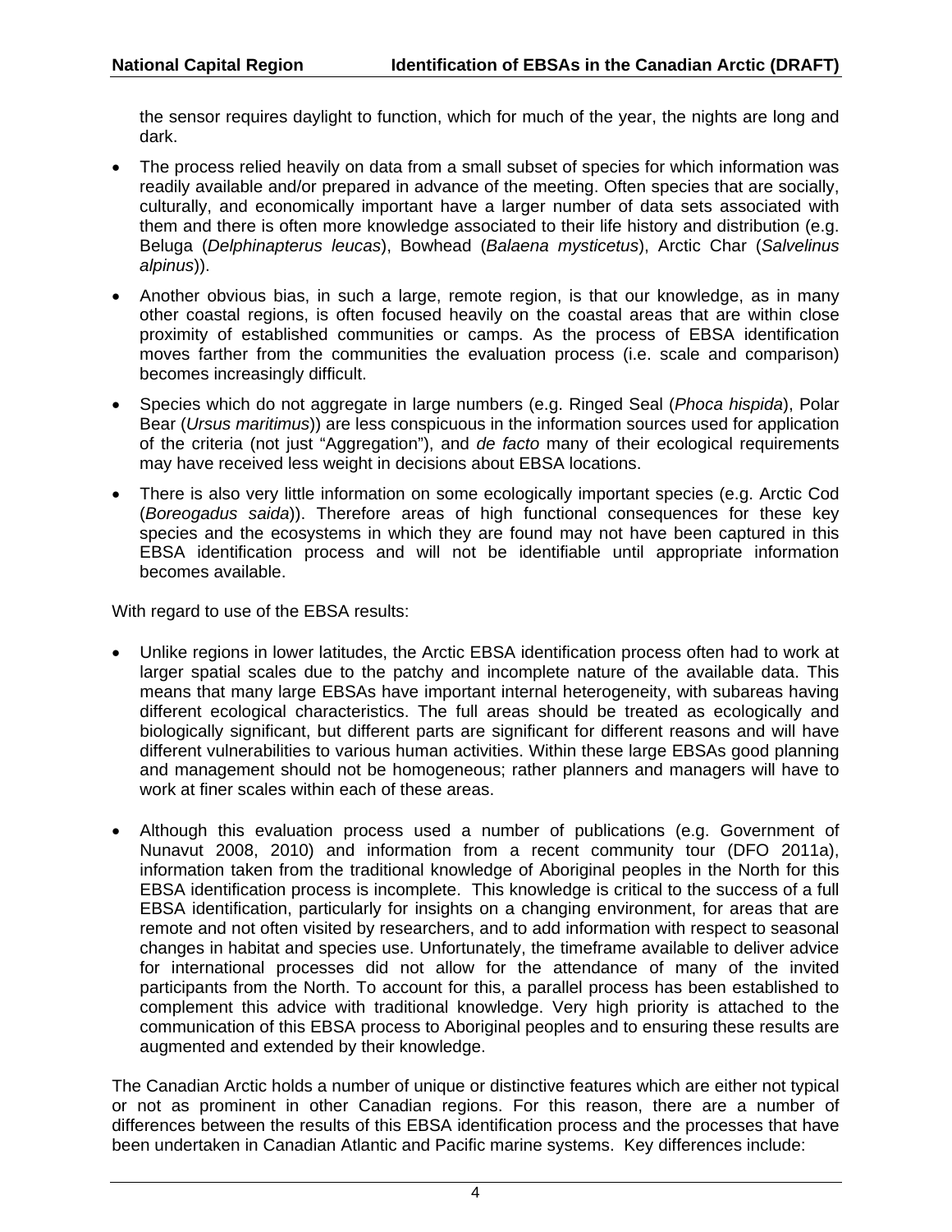the sensor requires daylight to function, which for much of the year, the nights are long and dark.

- The process relied heavily on data from a small subset of species for which information was readily available and/or prepared in advance of the meeting. Often species that are socially, culturally, and economically important have a larger number of data sets associated with them and there is often more knowledge associated to their life history and distribution (e.g. Beluga (*Delphinapterus leucas*), Bowhead (*Balaena mysticetus*), Arctic Char (*Salvelinus alpinus*)).
- Another obvious bias, in such a large, remote region, is that our knowledge, as in many other coastal regions, is often focused heavily on the coastal areas that are within close proximity of established communities or camps. As the process of EBSA identification moves farther from the communities the evaluation process (i.e. scale and comparison) becomes increasingly difficult.
- Species which do not aggregate in large numbers (e.g. Ringed Seal (*Phoca hispida*), Polar Bear (*Ursus maritimus*)) are less conspicuous in the information sources used for application of the criteria (not just "Aggregation"), and *de facto* many of their ecological requirements may have received less weight in decisions about EBSA locations.
- There is also very little information on some ecologically important species (e.g. Arctic Cod (*Boreogadus saida*)). Therefore areas of high functional consequences for these key species and the ecosystems in which they are found may not have been captured in this EBSA identification process and will not be identifiable until appropriate information becomes available.

With regard to use of the EBSA results:

- Unlike regions in lower latitudes, the Arctic EBSA identification process often had to work at larger spatial scales due to the patchy and incomplete nature of the available data. This means that many large EBSAs have important internal heterogeneity, with subareas having different ecological characteristics. The full areas should be treated as ecologically and biologically significant, but different parts are significant for different reasons and will have different vulnerabilities to various human activities. Within these large EBSAs good planning and management should not be homogeneous; rather planners and managers will have to work at finer scales within each of these areas.
- Although this evaluation process used a number of publications (e.g. Government of Nunavut 2008, 2010) and information from a recent community tour (DFO 2011a), information taken from the traditional knowledge of Aboriginal peoples in the North for this EBSA identification process is incomplete. This knowledge is critical to the success of a full EBSA identification, particularly for insights on a changing environment, for areas that are remote and not often visited by researchers, and to add information with respect to seasonal changes in habitat and species use. Unfortunately, the timeframe available to deliver advice for international processes did not allow for the attendance of many of the invited participants from the North. To account for this, a parallel process has been established to complement this advice with traditional knowledge. Very high priority is attached to the communication of this EBSA process to Aboriginal peoples and to ensuring these results are augmented and extended by their knowledge.

The Canadian Arctic holds a number of unique or distinctive features which are either not typical or not as prominent in other Canadian regions. For this reason, there are a number of differences between the results of this EBSA identification process and the processes that have been undertaken in Canadian Atlantic and Pacific marine systems. Key differences include: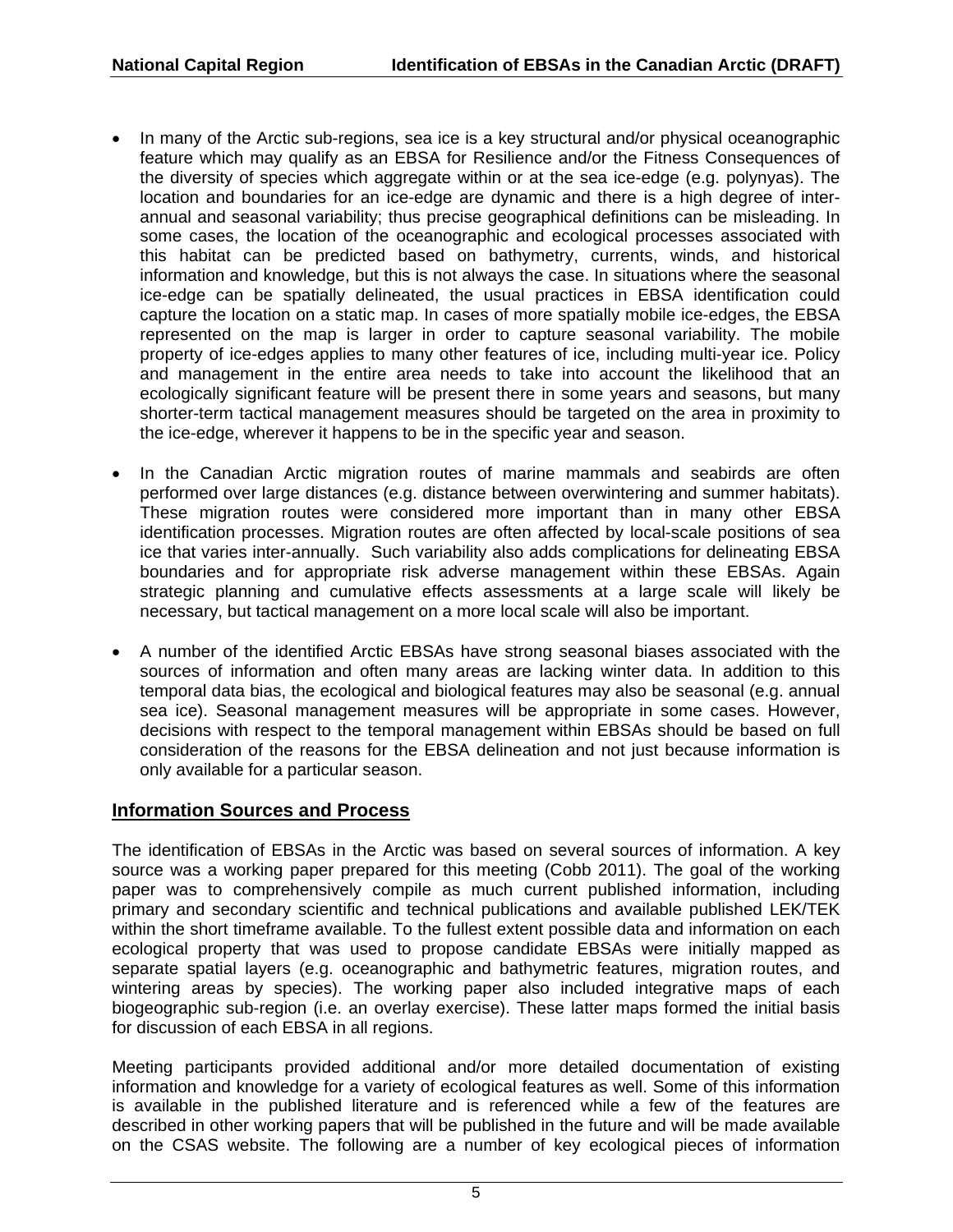- In many of the Arctic sub-regions, sea ice is a key structural and/or physical oceanographic feature which may qualify as an EBSA for Resilience and/or the Fitness Consequences of the diversity of species which aggregate within or at the sea ice-edge (e.g. polynyas). The location and boundaries for an ice-edge are dynamic and there is a high degree of inter-annual and seasonal variability; thus precise geographical definitions can be misleading. In some cases, the location of the oceanographic and ecological processes associated with this habitat can be predicted based on bathymetry, currents, winds, and historical information and knowledge, but this is not always the case. In situations where the seasonal ice-edge can be spatially delineated, the usual practices in EBSA identification could capture the location on a static map. In cases of more spatially mobile ice-edges, the EBSA represented on the map is larger in order to capture seasonal variability. The mobile property of ice-edges applies to many other features of ice, including multi-year ice. Policy and management in the entire area needs to take into account the likelihood that an ecologically significant feature will be present there in some years and seasons, but many shorter-term tactical management measures should be targeted on the area in proximity to the ice-edge, wherever it happens to be in the specific year and season.

- In the Canadian Arctic migration routes of marine mammals and seabirds are often performed over large distances (e.g. distance between overwintering and summer habitats). These migration routes were considered more important than in many other EBSA identification processes. Migration routes are often affected by local-scale positions of sea ice that varies inter-annually. Such variability also adds complications for delineating EBSA boundaries and for appropriate risk adverse management within these EBSAs. Again strategic planning and cumulative effects assessments at a large scale will likely be necessary, but tactical management on a more local scale will also be important.

- A number of the identified Arctic EBSAs have strong seasonal biases associated with the sources of information and often many areas are lacking winter data. In addition to this temporal data bias, the ecological and biological features may also be seasonal (e.g. annual sea ice). Seasonal management measures will be appropriate in some cases. However, decisions with respect to the temporal management within EBSAs should be based on full consideration of the reasons for the EBSA delineation and not just because information is only available for a particular season.

## Information Sources and Process

The identification of EBSAs in the Arctic was based on several sources of information. A key source was a working paper prepared for this meeting (Cobb 2011). The goal of the working paper was to comprehensively compile as much current published information, including primary and secondary scientific and technical publications and available published LEK/TEK within the short timeframe available. To the fullest extent possible data and information on each ecological property that was used to propose candidate EBSAs were initially mapped as separate spatial layers (e.g. oceanographic and bathymetric features, migration routes, and wintering areas by species). The working paper also included integrative maps of each biogeographic sub-region (i.e. an overlay exercise). These latter maps formed the initial basis for discussion of each EBSA in all regions.

Meeting participants provided additional and/or more detailed documentation of existing information and knowledge for a variety of ecological features as well. Some of this information is available in the published literature and is referenced while a few of the features are described in other working papers that will be published in the future and will be made available on the CSAS website. The following are a number of key ecological pieces of information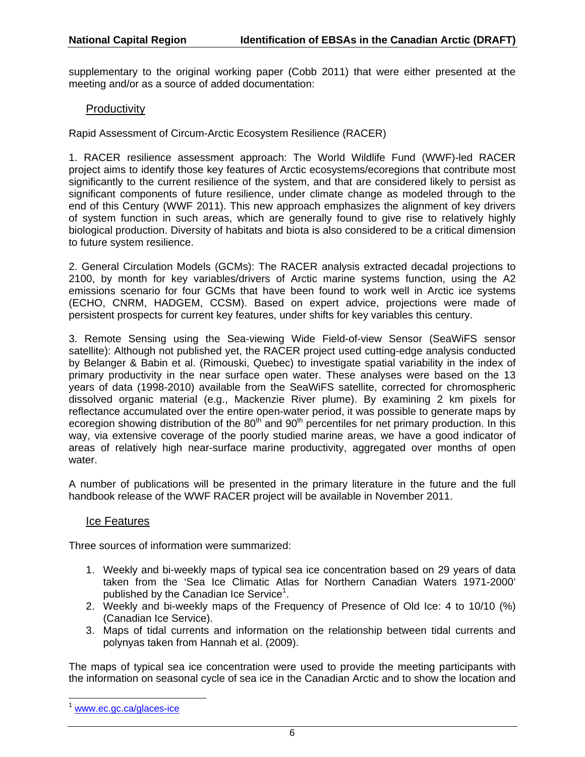supplementary to the original working paper (Cobb 2011) that were either presented at the meeting and/or as a source of added documentation:

## Productivity

Rapid Assessment of Circum-Arctic Ecosystem Resilience (RACER)

1. RACER resilience assessment approach: The World Wildlife Fund (WWF)-led RACER project aims to identify those key features of Arctic ecosystems/ecoregions that contribute most significantly to the current resilience of the system, and that are considered likely to persist as significant components of future resilience, under climate change as modeled through to the end of this Century (WWF 2011). This new approach emphasizes the alignment of key drivers of system function in such areas, which are generally found to give rise to relatively highly biological production. Diversity of habitats and biota is also considered to be a critical dimension to future system resilience.

2. General Circulation Models (GCMs): The RACER analysis extracted decadal projections to 2100, by month for key variables/drivers of Arctic marine systems function, using the A2 emissions scenario for four GCMs that have been found to work well in Arctic ice systems (ECHO, CNRM, HADGEM, CCSM). Based on expert advice, projections were made of persistent prospects for current key features, under shifts for key variables this century.

3. Remote Sensing using the Sea-viewing Wide Field-of-view Sensor (SeaWiFS sensor satellite): Although not published yet, the RACER project used cutting-edge analysis conducted by Belanger & Babin et al. (Rimouski, Quebec) to investigate spatial variability in the index of primary productivity in the near surface open water. These analyses were based on the 13 years of data (1998-2010) available from the SeaWiFS satellite, corrected for chromospheric dissolved organic material (e.g., Mackenzie River plume). By examining 2 km pixels for reflectance accumulated over the entire open-water period, it was possible to generate maps by ecoregion showing distribution of the 80th and 90th percentiles for net primary production. In this way, via extensive coverage of the poorly studied marine areas, we have a good indicator of areas of relatively high near-surface marine productivity, aggregated over months of open water.

A number of publications will be presented in the primary literature in the future and the full handbook release of the WWF RACER project will be available in November 2011.

## Ice Features

Three sources of information were summarized:

1. Weekly and bi-weekly maps of typical sea ice concentration based on 29 years of data taken from the 'Sea Ice Climatic Atlas for Northern Canadian Waters 1971-2000' published by the Canadian Ice Service[1].
2. Weekly and bi-weekly maps of the Frequency of Presence of Old Ice: 4 to 10/10 (%) (Canadian Ice Service).
3. Maps of tidal currents and information on the relationship between tidal currents and polynyas taken from Hannah et al. (2009).

The maps of typical sea ice concentration were used to provide the meeting participants with the information on seasonal cycle of sea ice in the Canadian Arctic and to show the location and

[1] www.ec.gc.ca/glaces-ice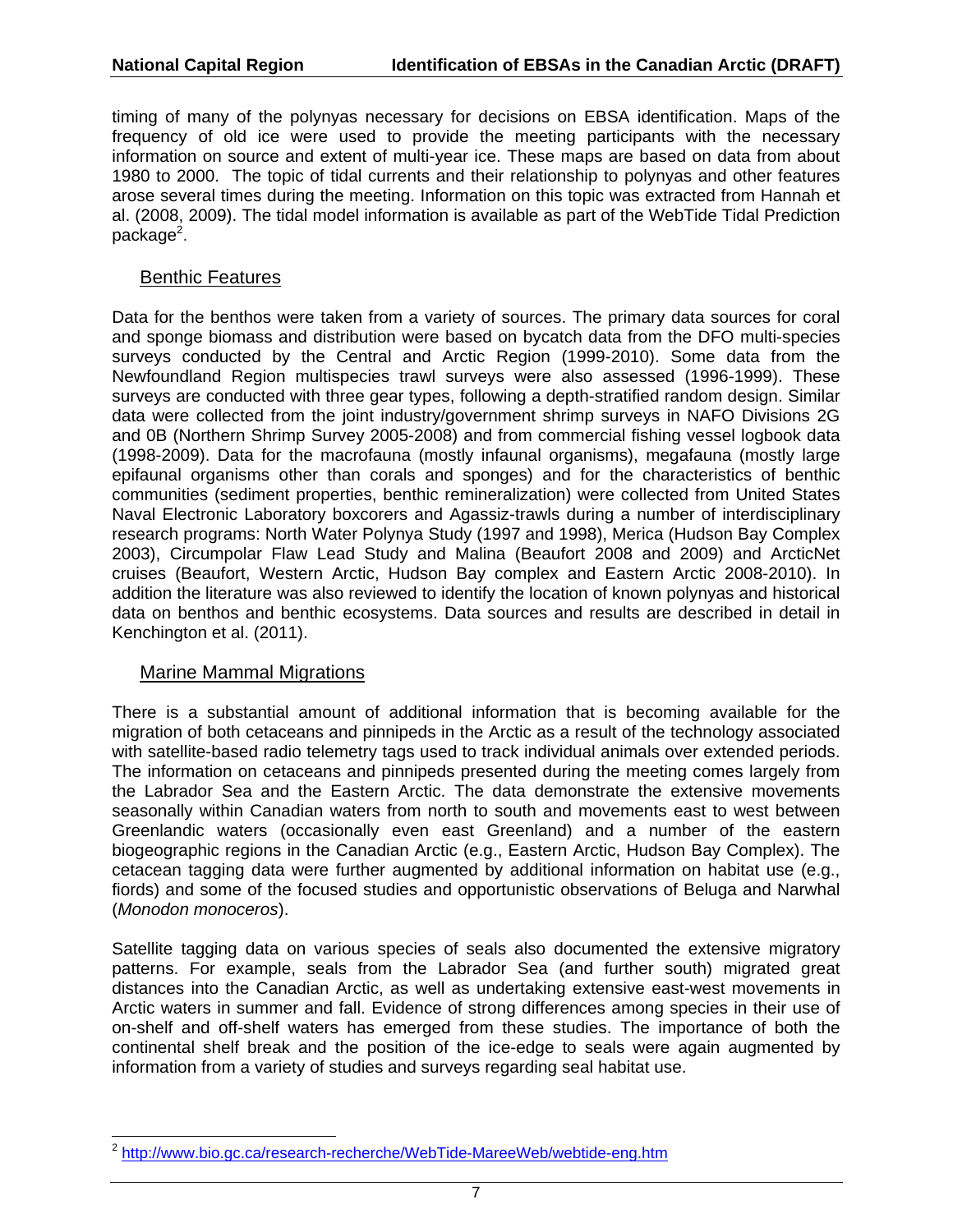timing of many of the polynyas necessary for decisions on EBSA identification. Maps of the frequency of old ice were used to provide the meeting participants with the necessary information on source and extent of multi-year ice. These maps are based on data from about 1980 to 2000. The topic of tidal currents and their relationship to polynyas and other features arose several times during the meeting. Information on this topic was extracted from Hannah et al. (2008, 2009). The tidal model information is available as part of the WebTide Tidal Prediction package[2].

### Benthic Features

Data for the benthos were taken from a variety of sources. The primary data sources for coral and sponge biomass and distribution were based on bycatch data from the DFO multi-species surveys conducted by the Central and Arctic Region (1999-2010). Some data from the Newfoundland Region multispecies trawl surveys were also assessed (1996-1999). These surveys are conducted with three gear types, following a depth-stratified random design. Similar data were collected from the joint industry/government shrimp surveys in NAFO Divisions 2G and 0B (Northern Shrimp Survey 2005-2008) and from commercial fishing vessel logbook data (1998-2009). Data for the macrofauna (mostly infaunal organisms), megafauna (mostly large epifaunal organisms other than corals and sponges) and for the characteristics of benthic communities (sediment properties, benthic remineralization) were collected from United States Naval Electronic Laboratory boxcorers and Agassiz-trawls during a number of interdisciplinary research programs: North Water Polynya Study (1997 and 1998), Merica (Hudson Bay Complex 2003), Circumpolar Flaw Lead Study and Malina (Beaufort 2008 and 2009) and ArcticNet cruises (Beaufort, Western Arctic, Hudson Bay complex and Eastern Arctic 2008-2010). In addition the literature was also reviewed to identify the location of known polynyas and historical data on benthos and benthic ecosystems. Data sources and results are described in detail in Kenchington et al. (2011).

### Marine Mammal Migrations

There is a substantial amount of additional information that is becoming available for the migration of both cetaceans and pinnipeds in the Arctic as a result of the technology associated with satellite-based radio telemetry tags used to track individual animals over extended periods. The information on cetaceans and pinnipeds presented during the meeting comes largely from the Labrador Sea and the Eastern Arctic. The data demonstrate the extensive movements seasonally within Canadian waters from north to south and movements east to west between Greenlandic waters (occasionally even east Greenland) and a number of the eastern biogeographic regions in the Canadian Arctic (e.g., Eastern Arctic, Hudson Bay Complex). The cetacean tagging data were further augmented by additional information on habitat use (e.g., fiords) and some of the focused studies and opportunistic observations of Beluga and Narwhal (*Monodon monoceros*).

Satellite tagging data on various species of seals also documented the extensive migratory patterns. For example, seals from the Labrador Sea (and further south) migrated great distances into the Canadian Arctic, as well as undertaking extensive east-west movements in Arctic waters in summer and fall. Evidence of strong differences among species in their use of on-shelf and off-shelf waters has emerged from these studies. The importance of both the continental shelf break and the position of the ice-edge to seals were again augmented by information from a variety of studies and surveys regarding seal habitat use.

---

[2] http://www.bio.gc.ca/research-recherche/WebTide-MareeWeb/webtide-eng.htm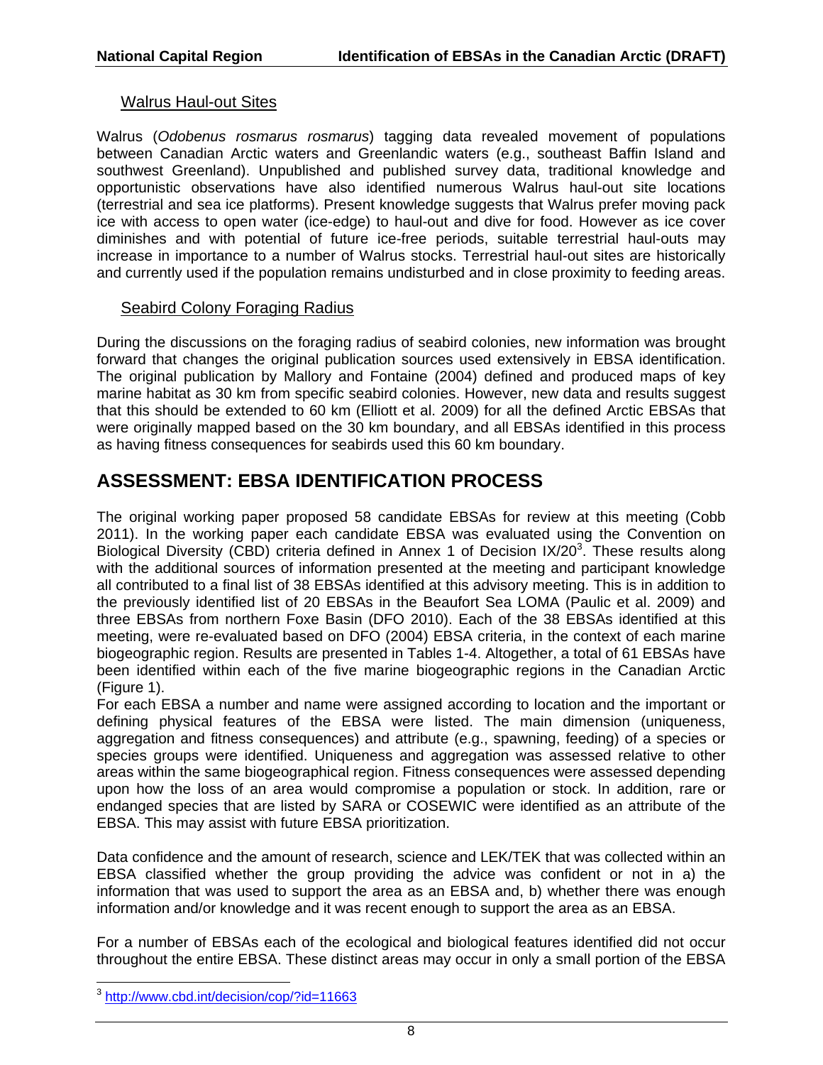### Walrus Haul-out Sites

Walrus (*Odobenus rosmarus rosmarus*) tagging data revealed movement of populations between Canadian Arctic waters and Greenlandic waters (e.g., southeast Baffin Island and southwest Greenland). Unpublished and published survey data, traditional knowledge and opportunistic observations have also identified numerous Walrus haul-out site locations (terrestrial and sea ice platforms). Present knowledge suggests that Walrus prefer moving pack ice with access to open water (ice-edge) to haul-out and dive for food. However as ice cover diminishes and with potential of future ice-free periods, suitable terrestrial haul-outs may increase in importance to a number of Walrus stocks. Terrestrial haul-out sites are historically and currently used if the population remains undisturbed and in close proximity to feeding areas.

### Seabird Colony Foraging Radius

During the discussions on the foraging radius of seabird colonies, new information was brought forward that changes the original publication sources used extensively in EBSA identification. The original publication by Mallory and Fontaine (2004) defined and produced maps of key marine habitat as 30 km from specific seabird colonies. However, new data and results suggest that this should be extended to 60 km (Elliott et al. 2009) for all the defined Arctic EBSAs that were originally mapped based on the 30 km boundary, and all EBSAs identified in this process as having fitness consequences for seabirds used this 60 km boundary.

## ASSESSMENT: EBSA IDENTIFICATION PROCESS

The original working paper proposed 58 candidate EBSAs for review at this meeting (Cobb 2011). In the working paper each candidate EBSA was evaluated using the Convention on Biological Diversity (CBD) criteria defined in Annex 1 of Decision IX/20[3]. These results along with the additional sources of information presented at the meeting and participant knowledge all contributed to a final list of 38 EBSAs identified at this advisory meeting. This is in addition to the previously identified list of 20 EBSAs in the Beaufort Sea LOMA (Paulic et al. 2009) and three EBSAs from northern Foxe Basin (DFO 2010). Each of the 38 EBSAs identified at this meeting, were re-evaluated based on DFO (2004) EBSA criteria, in the context of each marine biogeographic region. Results are presented in Tables 1-4. Altogether, a total of 61 EBSAs have been identified within each of the five marine biogeographic regions in the Canadian Arctic (Figure 1).

For each EBSA a number and name were assigned according to location and the important or defining physical features of the EBSA were listed. The main dimension (uniqueness, aggregation and fitness consequences) and attribute (e.g., spawning, feeding) of a species or species groups were identified. Uniqueness and aggregation was assessed relative to other areas within the same biogeographical region. Fitness consequences were assessed depending upon how the loss of an area would compromise a population or stock. In addition, rare or endanged species that are listed by SARA or COSEWIC were identified as an attribute of the EBSA. This may assist with future EBSA prioritization.

Data confidence and the amount of research, science and LEK/TEK that was collected within an EBSA classified whether the group providing the advice was confident or not in a) the information that was used to support the area as an EBSA and, b) whether there was enough information and/or knowledge and it was recent enough to support the area as an EBSA.

For a number of EBSAs each of the ecological and biological features identified did not occur throughout the entire EBSA. These distinct areas may occur in only a small portion of the EBSA

[3] http://www.cbd.int/decision/cop/?id=11663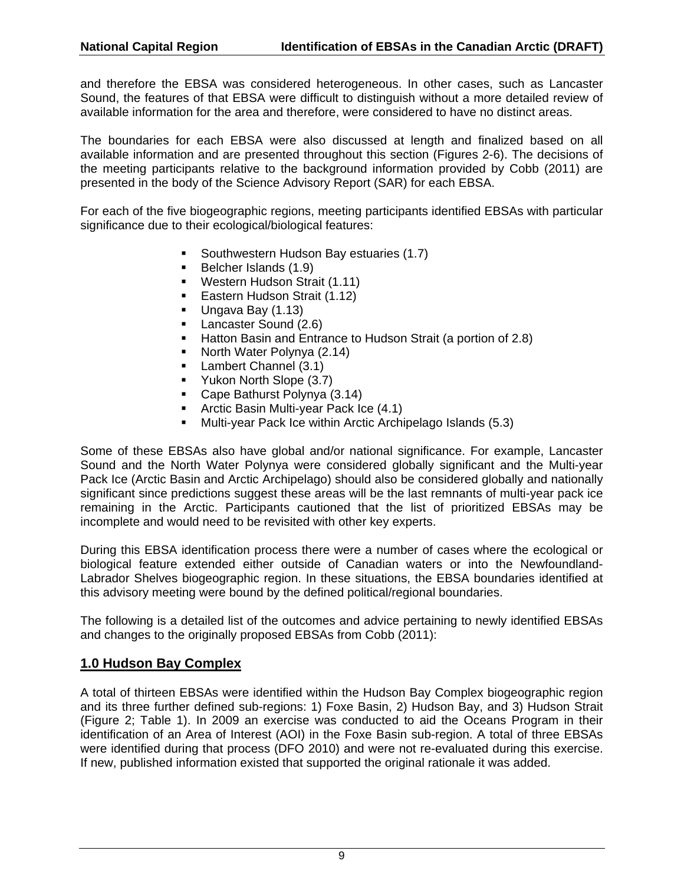and therefore the EBSA was considered heterogeneous. In other cases, such as Lancaster Sound, the features of that EBSA were difficult to distinguish without a more detailed review of available information for the area and therefore, were considered to have no distinct areas.

The boundaries for each EBSA were also discussed at length and finalized based on all available information and are presented throughout this section (Figures 2-6). The decisions of the meeting participants relative to the background information provided by Cobb (2011) are presented in the body of the Science Advisory Report (SAR) for each EBSA.

For each of the five biogeographic regions, meeting participants identified EBSAs with particular significance due to their ecological/biological features:

- Southwestern Hudson Bay estuaries (1.7)
- Belcher Islands (1.9)
- Western Hudson Strait (1.11)
- Eastern Hudson Strait (1.12)
- Ungava Bay (1.13)
- Lancaster Sound (2.6)
- Hatton Basin and Entrance to Hudson Strait (a portion of 2.8)
- North Water Polynya (2.14)
- Lambert Channel (3.1)
- Yukon North Slope (3.7)
- Cape Bathurst Polynya (3.14)
- Arctic Basin Multi-year Pack Ice (4.1)
- Multi-year Pack Ice within Arctic Archipelago Islands (5.3)

Some of these EBSAs also have global and/or national significance. For example, Lancaster Sound and the North Water Polynya were considered globally significant and the Multi-year Pack Ice (Arctic Basin and Arctic Archipelago) should also be considered globally and nationally significant since predictions suggest these areas will be the last remnants of multi-year pack ice remaining in the Arctic. Participants cautioned that the list of prioritized EBSAs may be incomplete and would need to be revisited with other key experts.

During this EBSA identification process there were a number of cases where the ecological or biological feature extended either outside of Canadian waters or into the Newfoundland-Labrador Shelves biogeographic region. In these situations, the EBSA boundaries identified at this advisory meeting were bound by the defined political/regional boundaries.

The following is a detailed list of the outcomes and advice pertaining to newly identified EBSAs and changes to the originally proposed EBSAs from Cobb (2011):

## 1.0 Hudson Bay Complex

A total of thirteen EBSAs were identified within the Hudson Bay Complex biogeographic region and its three further defined sub-regions: 1) Foxe Basin, 2) Hudson Bay, and 3) Hudson Strait (Figure 2; Table 1). In 2009 an exercise was conducted to aid the Oceans Program in their identification of an Area of Interest (AOI) in the Foxe Basin sub-region. A total of three EBSAs were identified during that process (DFO 2010) and were not re-evaluated during this exercise. If new, published information existed that supported the original rationale it was added.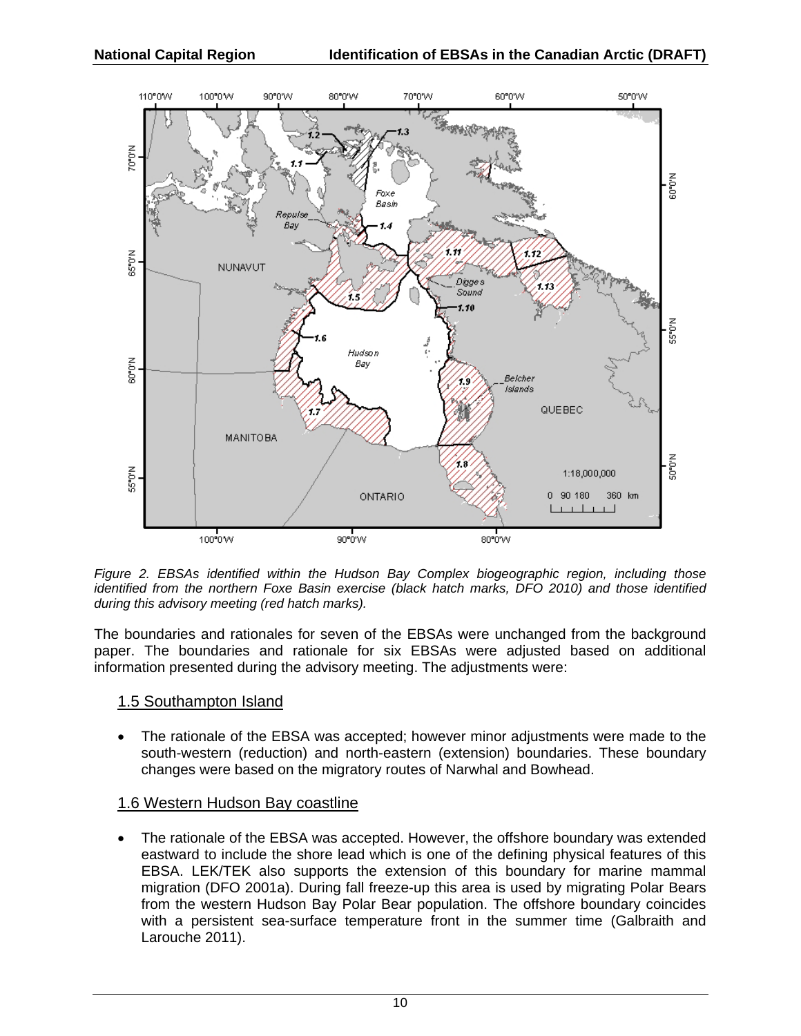Figure 2. EBSAs identified within the Hudson Bay Complex biogeographic region, including those identified from the northern Foxe Basin exercise (black hatch marks, DFO 2010) and those identified during this advisory meeting (red hatch marks).

The boundaries and rationales for seven of the EBSAs were unchanged from the background paper. The boundaries and rationale for six EBSAs were adjusted based on additional information presented during the advisory meeting. The adjustments were:

### 1.5 Southampton Island

- The rationale of the EBSA was accepted; however minor adjustments were made to the south-western (reduction) and north-eastern (extension) boundaries. These boundary changes were based on the migratory routes of Narwhal and Bowhead.

### 1.6 Western Hudson Bay coastline

- The rationale of the EBSA was accepted. However, the offshore boundary was extended eastward to include the shore lead which is one of the defining physical features of this EBSA. LEK/TEK also supports the extension of this boundary for marine mammal migration (DFO 2001a). During fall freeze-up this area is used by migrating Polar Bears from the western Hudson Bay Polar Bear population. The offshore boundary coincides with a persistent sea-surface temperature front in the summer time (Galbraith and Larouche 2011).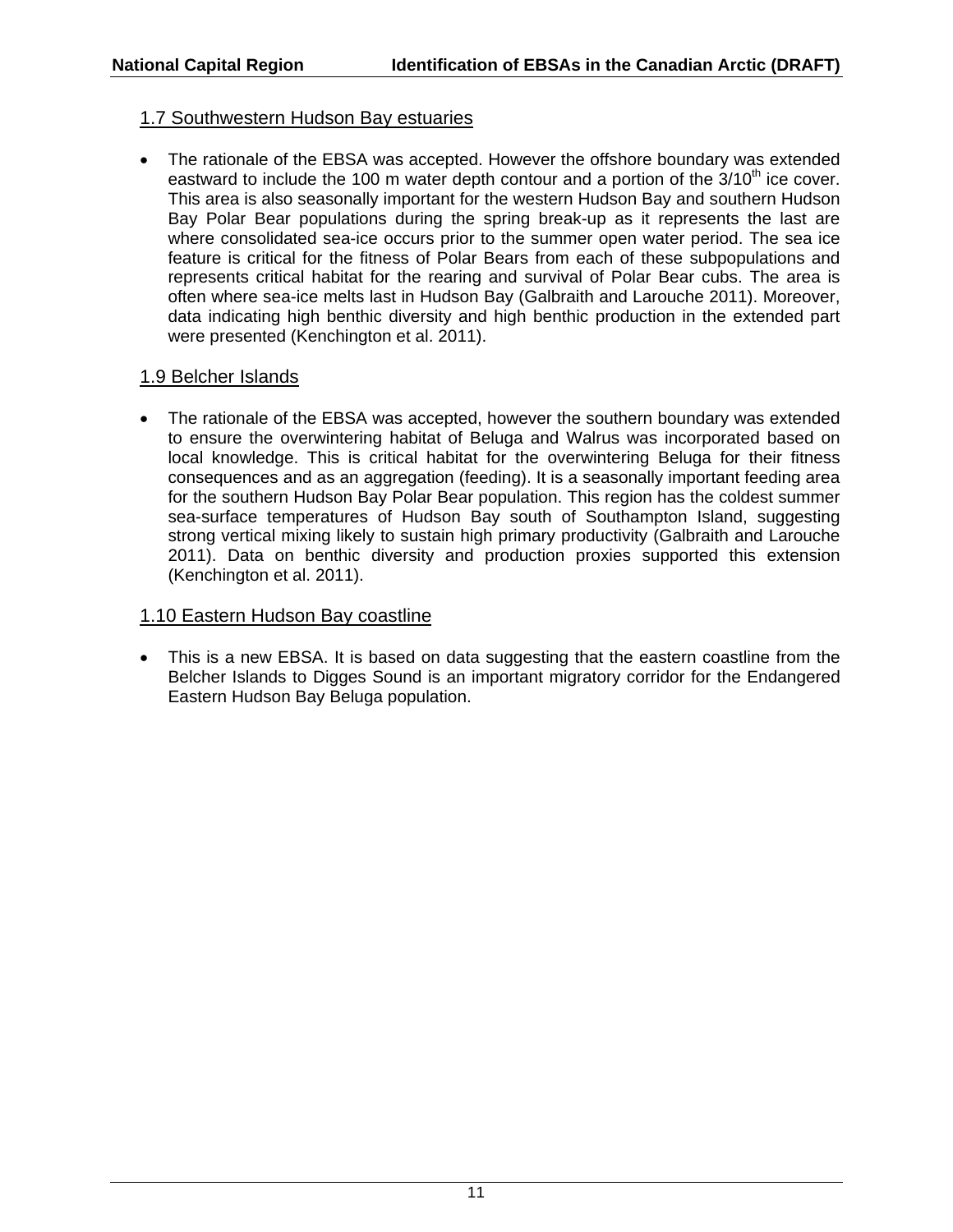## 1.7 Southwestern Hudson Bay estuaries

- The rationale of the EBSA was accepted. However the offshore boundary was extended eastward to include the 100 m water depth contour and a portion of the 3/10th ice cover. This area is also seasonally important for the western Hudson Bay and southern Hudson Bay Polar Bear populations during the spring break-up as it represents the last are where consolidated sea-ice occurs prior to the summer open water period. The sea ice feature is critical for the fitness of Polar Bears from each of these subpopulations and represents critical habitat for the rearing and survival of Polar Bear cubs. The area is often where sea-ice melts last in Hudson Bay (Galbraith and Larouche 2011). Moreover, data indicating high benthic diversity and high benthic production in the extended part were presented (Kenchington et al. 2011).

## 1.9 Belcher Islands

- The rationale of the EBSA was accepted, however the southern boundary was extended to ensure the overwintering habitat of Beluga and Walrus was incorporated based on local knowledge. This is critical habitat for the overwintering Beluga for their fitness consequences and as an aggregation (feeding). It is a seasonally important feeding area for the southern Hudson Bay Polar Bear population. This region has the coldest summer sea-surface temperatures of Hudson Bay south of Southampton Island, suggesting strong vertical mixing likely to sustain high primary productivity (Galbraith and Larouche 2011). Data on benthic diversity and production proxies supported this extension (Kenchington et al. 2011).

## 1.10 Eastern Hudson Bay coastline

- This is a new EBSA. It is based on data suggesting that the eastern coastline from the Belcher Islands to Digges Sound is an important migratory corridor for the Endangered Eastern Hudson Bay Beluga population.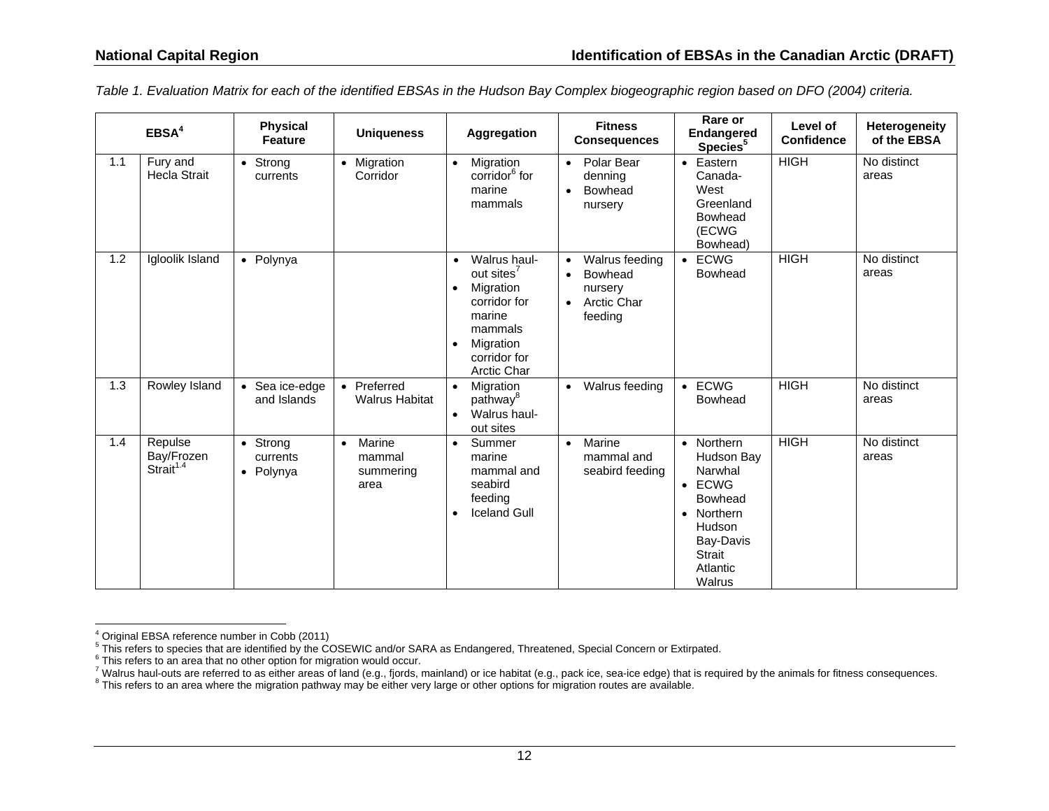*Table 1. Evaluation Matrix for each of the identified EBSAs in the Hudson Bay Complex biogeographic region based on DFO (2004) criteria.*

| EBSA[4] | | Physical Feature | Uniqueness | Aggregation | Fitness Consequences | Rare or Endangered Species[5] | Level of Confidence | Heterogeneity of the EBSA |
|---|---|---|---|---|---|---|---|---|
| 1.1 | Fury and Hecla Strait | • Strong currents | • Migration Corridor | • Migration corridor[6] for marine mammals | • Polar Bear denning<br>• Bowhead nursery | • Eastern Canada-West Greenland Bowhead (ECWG Bowhead) | HIGH | No distinct areas |
| 1.2 | Igloolik Island | • Polynya | | • Walrus haul-out sites[7]<br>• Migration corridor for marine mammals<br>• Migration corridor for Arctic Char | • Walrus feeding<br>• Bowhead nursery<br>• Arctic Char feeding | • ECWG Bowhead | HIGH | No distinct areas |
| 1.3 | Rowley Island | • Sea ice-edge and Islands | • Preferred Walrus Habitat | • Migration pathway[8]<br>• Walrus haul-out sites | • Walrus feeding | • ECWG Bowhead | HIGH | No distinct areas |
| 1.4 | Repulse Bay/Frozen Strait[1.4] | • Strong currents<br>• Polynya | • Marine mammal summering area | • Summer marine mammal and seabird feeding<br>• Iceland Gull | • Marine mammal and seabird feeding | • Northern Hudson Bay Narwhal<br>• ECWG Bowhead<br>• Northern Hudson Bay-Davis Strait Atlantic Walrus | HIGH | No distinct areas |

[4] Original EBSA reference number in Cobb (2011)
[5] This refers to species that are identified by the COSEWIC and/or SARA as Endangered, Threatened, Special Concern or Extirpated.
[6] This refers to an area that no other option for migration would occur.
[7] Walrus haul-outs are referred to as either areas of land (e.g., fjords, mainland) or ice habitat (e.g., pack ice, sea-ice edge) that is required by the animals for fitness consequences.
[8] This refers to an area where the migration pathway may be either very large or other options for migration routes are available.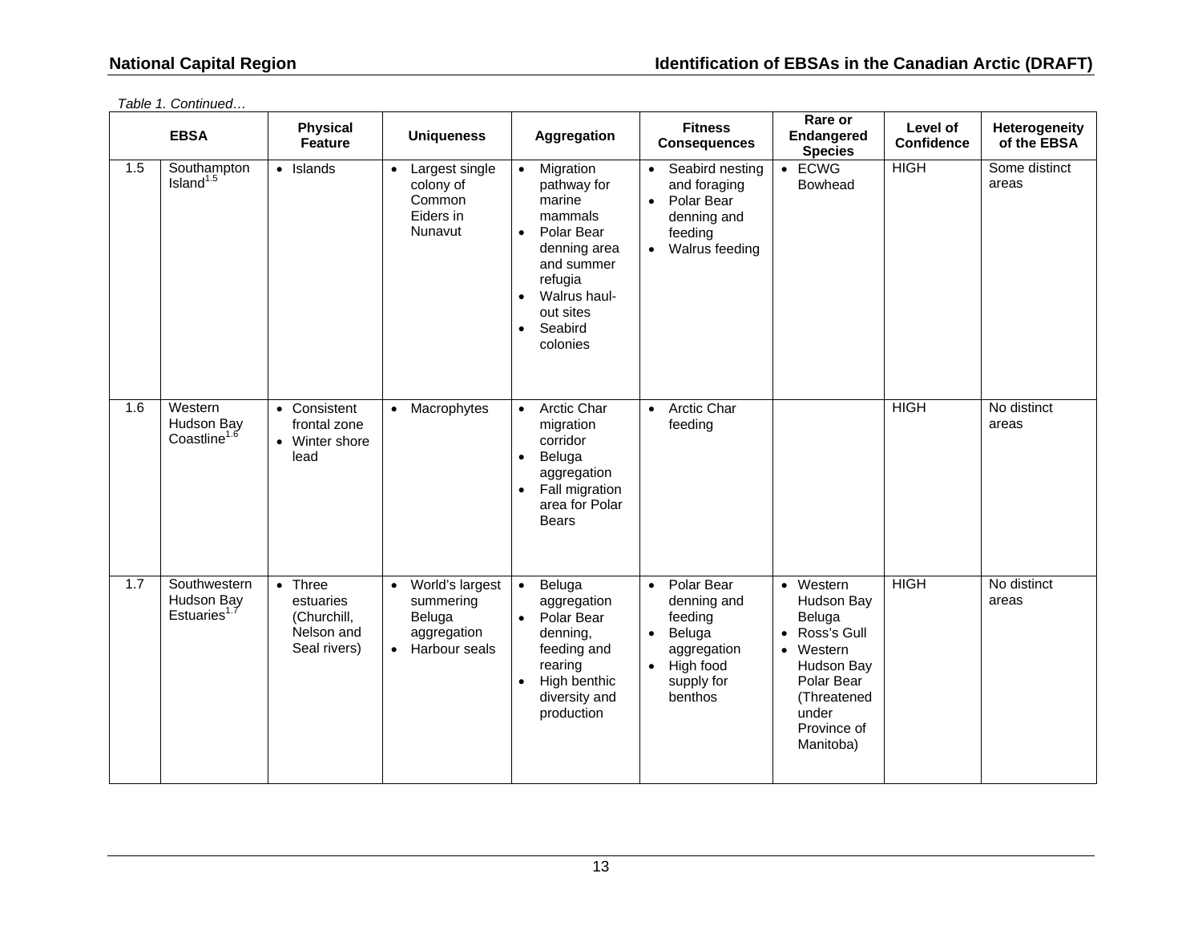*Table 1. Continued…*

| EBSA | | Physical Feature | Uniqueness | Aggregation | Fitness Consequences | Rare or Endangered Species | Level of Confidence | Heterogeneity of the EBSA |
|---|---|---|---|---|---|---|---|---|
| 1.5 | Southampton Island[1.5] | • Islands | • Largest single colony of Common Eiders in Nunavut | • Migration pathway for marine mammals<br>• Polar Bear denning area and summer refugia<br>• Walrus haul-out sites<br>• Seabird colonies | • Seabird nesting and foraging<br>• Polar Bear denning and feeding<br>• Walrus feeding | • ECWG Bowhead | HIGH | Some distinct areas |
| 1.6 | Western Hudson Bay Coastline[1.6] | • Consistent frontal zone<br>• Winter shore lead | • Macrophytes | • Arctic Char migration corridor<br>• Beluga aggregation<br>• Fall migration area for Polar Bears | • Arctic Char feeding | | HIGH | No distinct areas |
| 1.7 | Southwestern Hudson Bay Estuaries[1.7] | • Three estuaries (Churchill, Nelson and Seal rivers) | • World's largest summering Beluga aggregation<br>• Harbour seals | • Beluga aggregation<br>• Polar Bear denning, feeding and rearing<br>• High benthic diversity and production | • Polar Bear denning and feeding<br>• Beluga aggregation<br>• High food supply for benthos | • Western Hudson Bay Beluga<br>• Ross's Gull<br>• Western Hudson Bay Polar Bear (Threatened under Province of Manitoba) | HIGH | No distinct areas |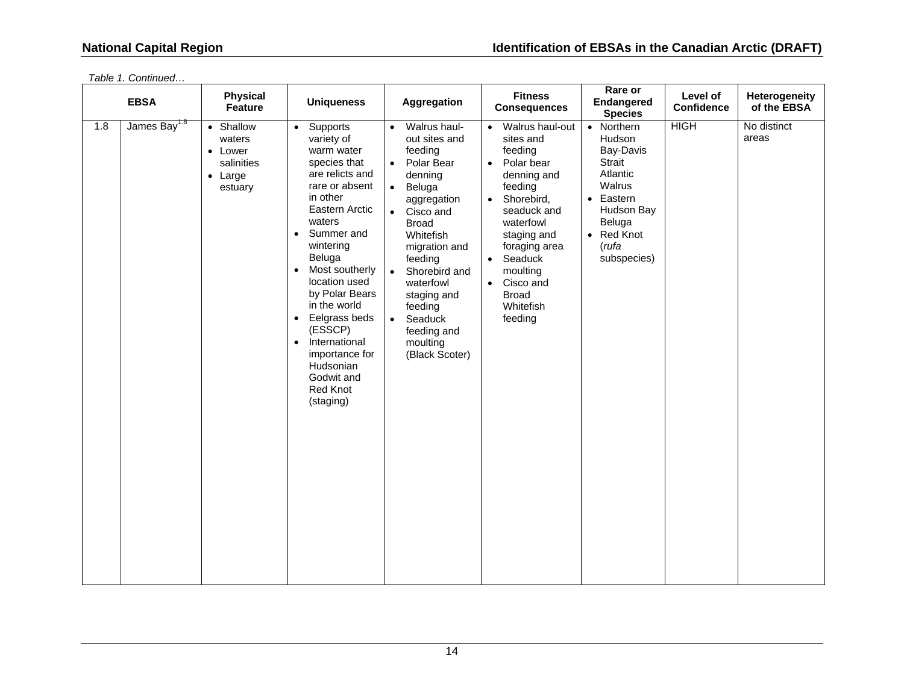*Table 1. Continued…*

| EBSA | | Physical Feature | Uniqueness | Aggregation | Fitness Consequences | Rare or Endangered Species | Level of Confidence | Heterogeneity of the EBSA |
|---|---|---|---|---|---|---|---|---|
| 1.8 | James Bay[1.8] | • Shallow waters<br>• Lower salinities<br>• Large estuary | • Supports variety of warm water species that are relicts and rare or absent in other Eastern Arctic waters<br>• Summer and wintering Beluga<br>• Most southerly location used by Polar Bears in the world<br>• Eelgrass beds (ESSCP)<br>• International importance for Hudsonian Godwit and Red Knot (staging) | • Walrus haul-out sites and feeding<br>• Polar Bear denning<br>• Beluga aggregation<br>• Cisco and Broad Whitefish migration and feeding<br>• Shorebird and waterfowl staging and feeding<br>• Seaduck feeding and moulting (Black Scoter) | • Walrus haul-out sites and feeding<br>• Polar bear denning and feeding<br>• Shorebird, seaduck and waterfowl staging and foraging area<br>• Seaduck moulting<br>• Cisco and Broad Whitefish feeding | • Northern Hudson Bay-Davis Strait Atlantic Walrus<br>• Eastern Hudson Bay Beluga<br>• Red Knot (*rufa* subspecies) | HIGH | No distinct areas |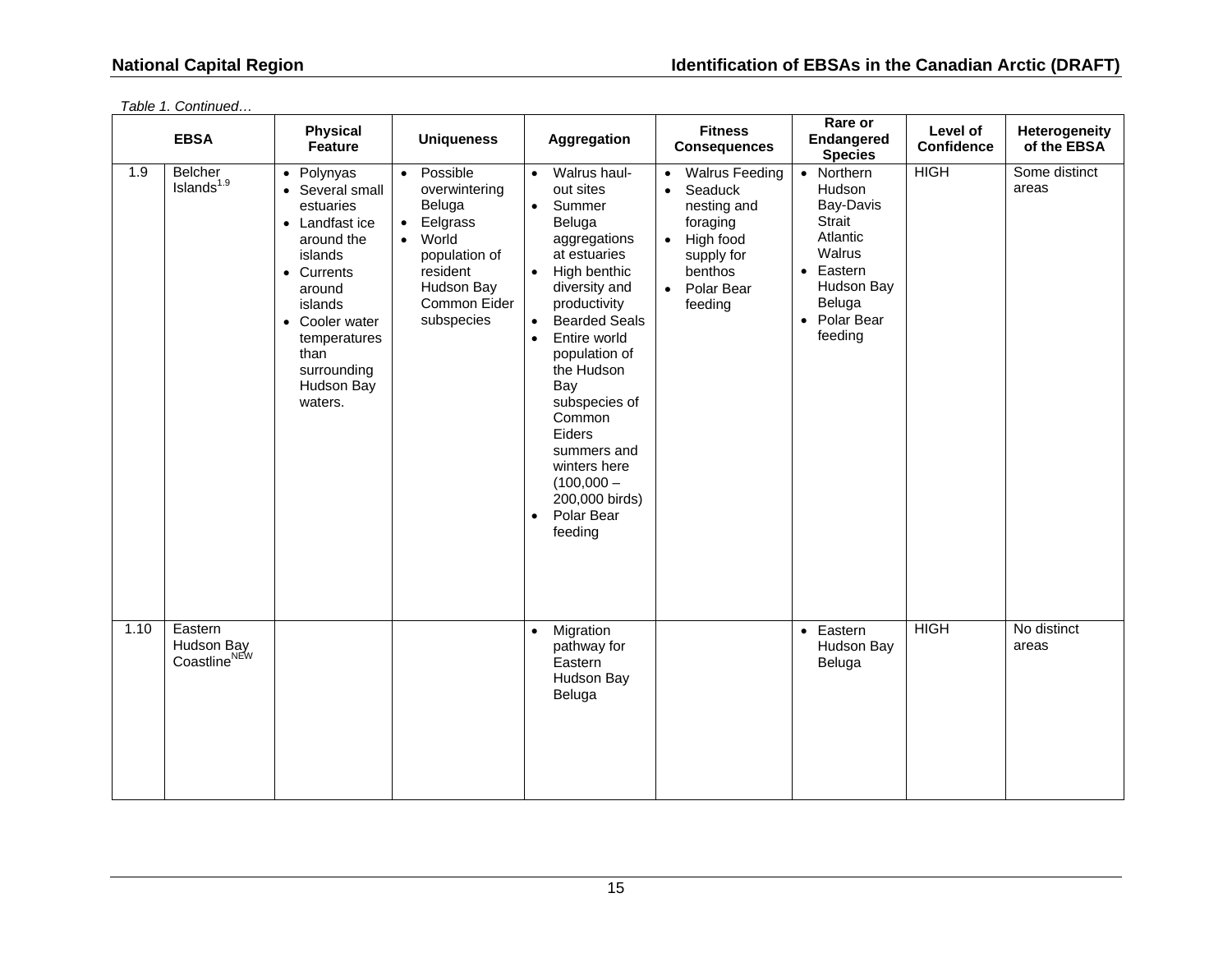*Table 1. Continued…*

| | EBSA | Physical Feature | Uniqueness | Aggregation | Fitness Consequences | Rare or Endangered Species | Level of Confidence | Heterogeneity of the EBSA |
|---|---|---|---|---|---|---|---|---|
| 1.9 | Belcher Islands[1.9] | • Polynyas<br>• Several small estuaries<br>• Landfast ice around the islands<br>• Currents around islands<br>• Cooler water temperatures than surrounding Hudson Bay waters. | • Possible overwintering Beluga<br>• Eelgrass<br>• World population of resident Hudson Bay Common Eider subspecies | • Walrus haul-out sites<br>• Summer Beluga aggregations at estuaries<br>• High benthic diversity and productivity<br>• Bearded Seals<br>• Entire world population of the Hudson Bay subspecies of Common Eiders summers and winters here (100,000 – 200,000 birds)<br>• Polar Bear feeding | • Walrus Feeding<br>• Seaduck nesting and foraging<br>• High food supply for benthos<br>• Polar Bear feeding | • Northern Hudson Bay-Davis Strait Atlantic Walrus<br>• Eastern Hudson Bay Beluga<br>• Polar Bear feeding | HIGH | Some distinct areas |
| 1.10 | Eastern Hudson Bay Coastline[NEW] | | | • Migration pathway for Eastern Hudson Bay Beluga | | • Eastern Hudson Bay Beluga | HIGH | No distinct areas |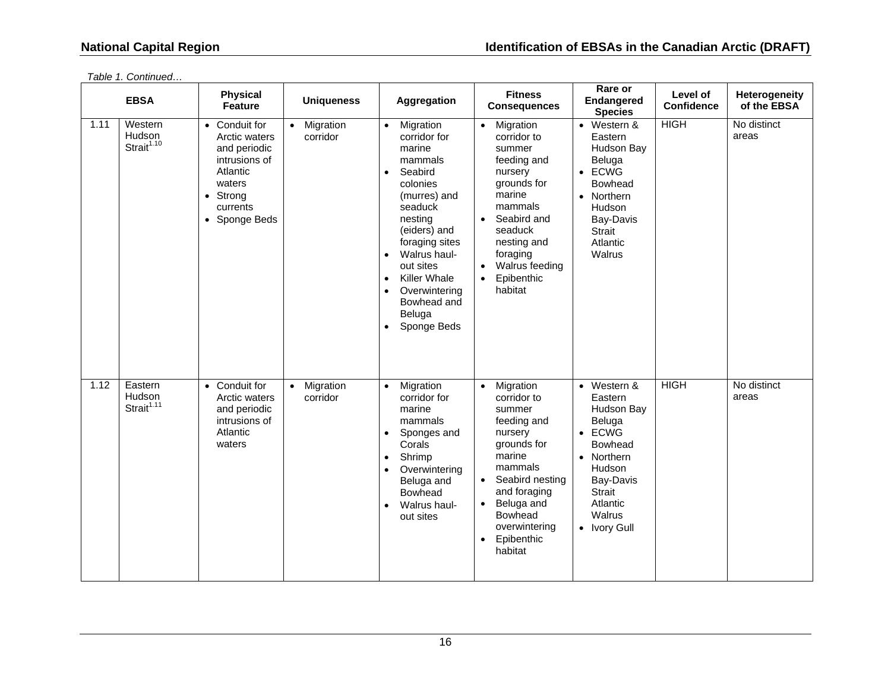*Table 1. Continued…*

| EBSA | | Physical Feature | Uniqueness | Aggregation | Fitness Consequences | Rare or Endangered Species | Level of Confidence | Heterogeneity of the EBSA |
|---|---|---|---|---|---|---|---|---|
| 1.11 | Western Hudson Strait[1.10] | • Conduit for Arctic waters and periodic intrusions of Atlantic waters<br>• Strong currents<br>• Sponge Beds | • Migration corridor | • Migration corridor for marine mammals<br>• Seabird colonies (murres) and seaduck nesting (eiders) and foraging sites<br>• Walrus haul-out sites<br>• Killer Whale<br>• Overwintering Bowhead and Beluga<br>• Sponge Beds | • Migration corridor to summer feeding and nursery grounds for marine mammals<br>• Seabird and seaduck nesting and foraging<br>• Walrus feeding<br>• Epibenthic habitat | • Western & Eastern Hudson Bay Beluga<br>• ECWG Bowhead<br>• Northern Hudson Bay-Davis Strait Atlantic Walrus | HIGH | No distinct areas |
| 1.12 | Eastern Hudson Strait[1.11] | • Conduit for Arctic waters and periodic intrusions of Atlantic waters | • Migration corridor | • Migration corridor for marine mammals<br>• Sponges and Corals<br>• Shrimp<br>• Overwintering Beluga and Bowhead<br>• Walrus haul-out sites | • Migration corridor to summer feeding and nursery grounds for marine mammals<br>• Seabird nesting and foraging<br>• Beluga and Bowhead overwintering<br>• Epibenthic habitat | • Western & Eastern Hudson Bay Beluga<br>• ECWG Bowhead<br>• Northern Hudson Bay-Davis Strait Atlantic Walrus<br>• Ivory Gull | HIGH | No distinct areas |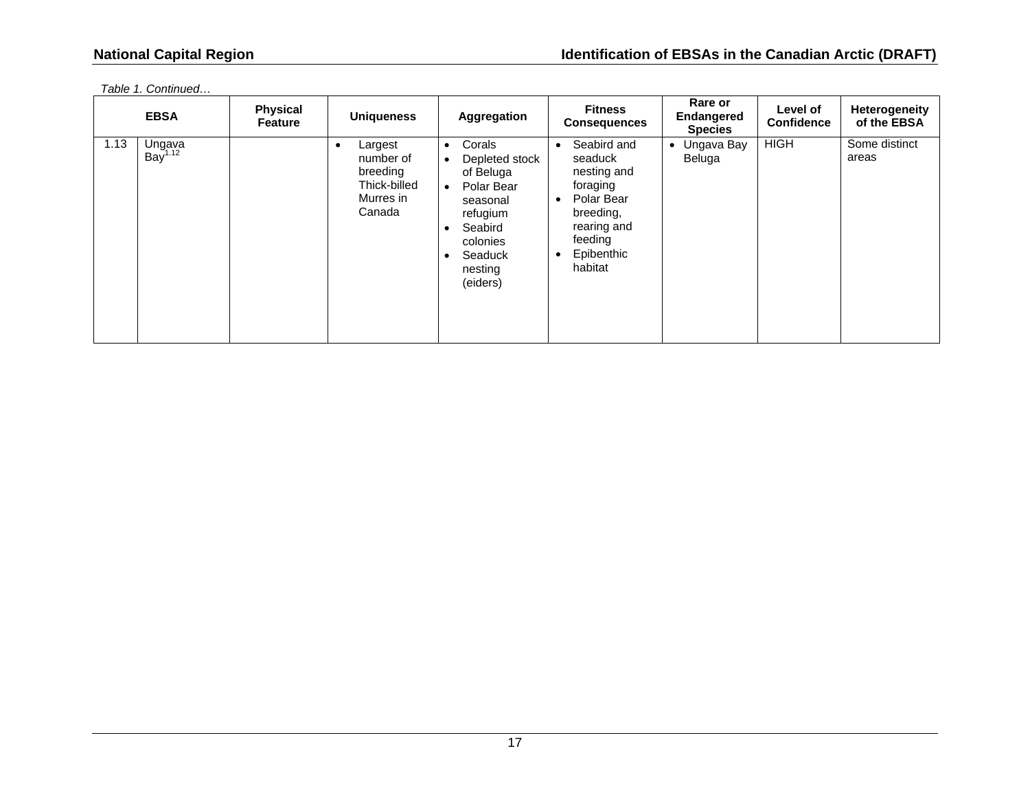*Table 1. Continued…*

| EBSA | | Physical Feature | Uniqueness | Aggregation | Fitness Consequences | Rare or Endangered Species | Level of Confidence | Heterogeneity of the EBSA |
|---|---|---|---|---|---|---|---|---|
| 1.13 | Ungava Bay[1.12] | | • Largest number of breeding Thick-billed Murres in Canada | • Corals<br>• Depleted stock of Beluga<br>• Polar Bear seasonal refugium<br>• Seabird colonies<br>• Seaduck nesting (eiders) | • Seabird and seaduck nesting and foraging<br>• Polar Bear breeding, rearing and feeding<br>• Epibenthic habitat | • Ungava Bay Beluga | HIGH | Some distinct areas |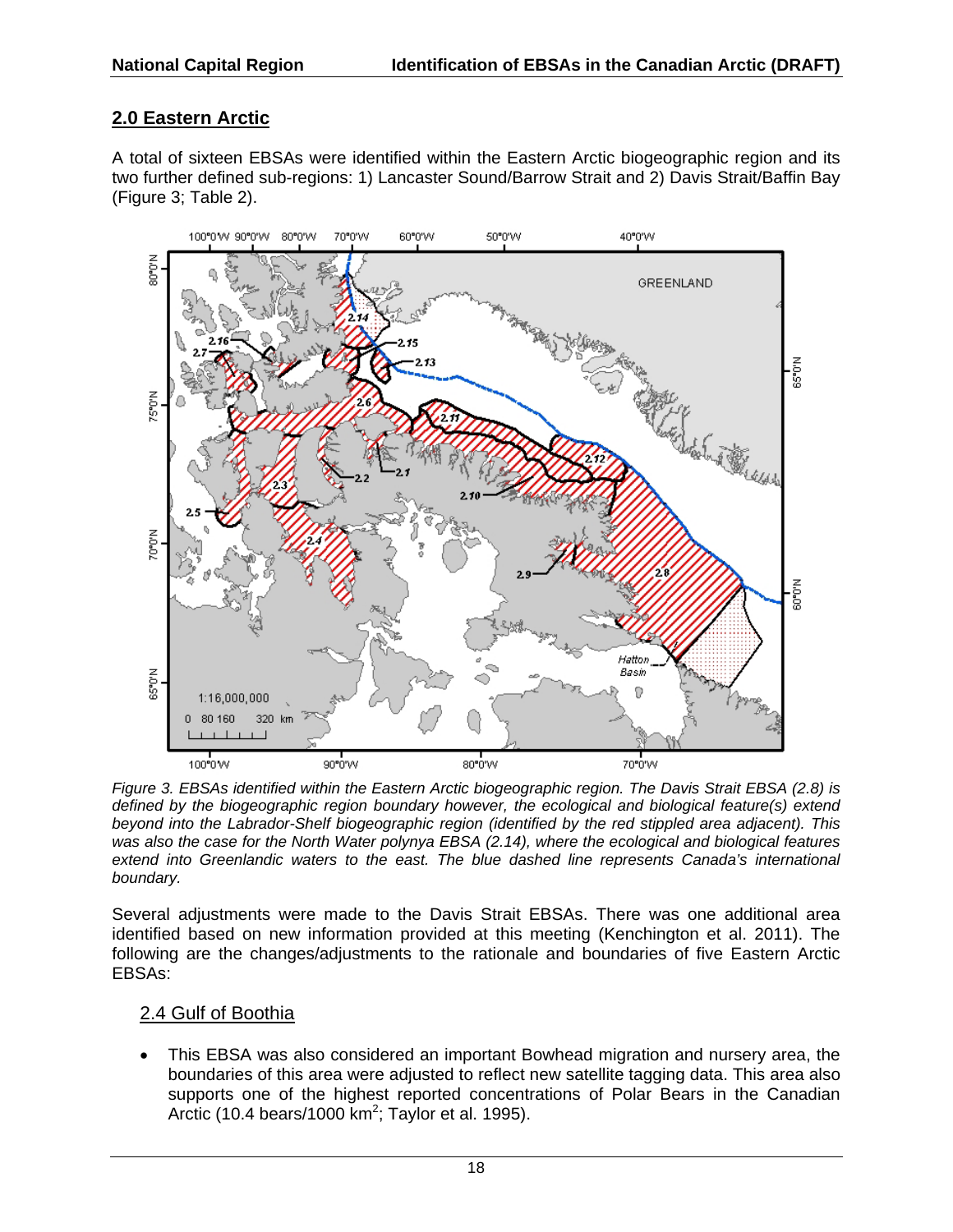## 2.0 Eastern Arctic

A total of sixteen EBSAs were identified within the Eastern Arctic biogeographic region and its two further defined sub-regions: 1) Lancaster Sound/Barrow Strait and 2) Davis Strait/Baffin Bay (Figure 3; Table 2).

*Figure 3. EBSAs identified within the Eastern Arctic biogeographic region. The Davis Strait EBSA (2.8) is defined by the biogeographic region boundary however, the ecological and biological feature(s) extend beyond into the Labrador-Shelf biogeographic region (identified by the red stippled area adjacent). This was also the case for the North Water polynya EBSA (2.14), where the ecological and biological features extend into Greenlandic waters to the east. The blue dashed line represents Canada's international boundary.*

Several adjustments were made to the Davis Strait EBSAs. There was one additional area identified based on new information provided at this meeting (Kenchington et al. 2011). The following are the changes/adjustments to the rationale and boundaries of five Eastern Arctic EBSAs:

### 2.4 Gulf of Boothia

- This EBSA was also considered an important Bowhead migration and nursery area, the boundaries of this area were adjusted to reflect new satellite tagging data. This area also supports one of the highest reported concentrations of Polar Bears in the Canadian Arctic (10.4 bears/1000 km$^2$; Taylor et al. 1995).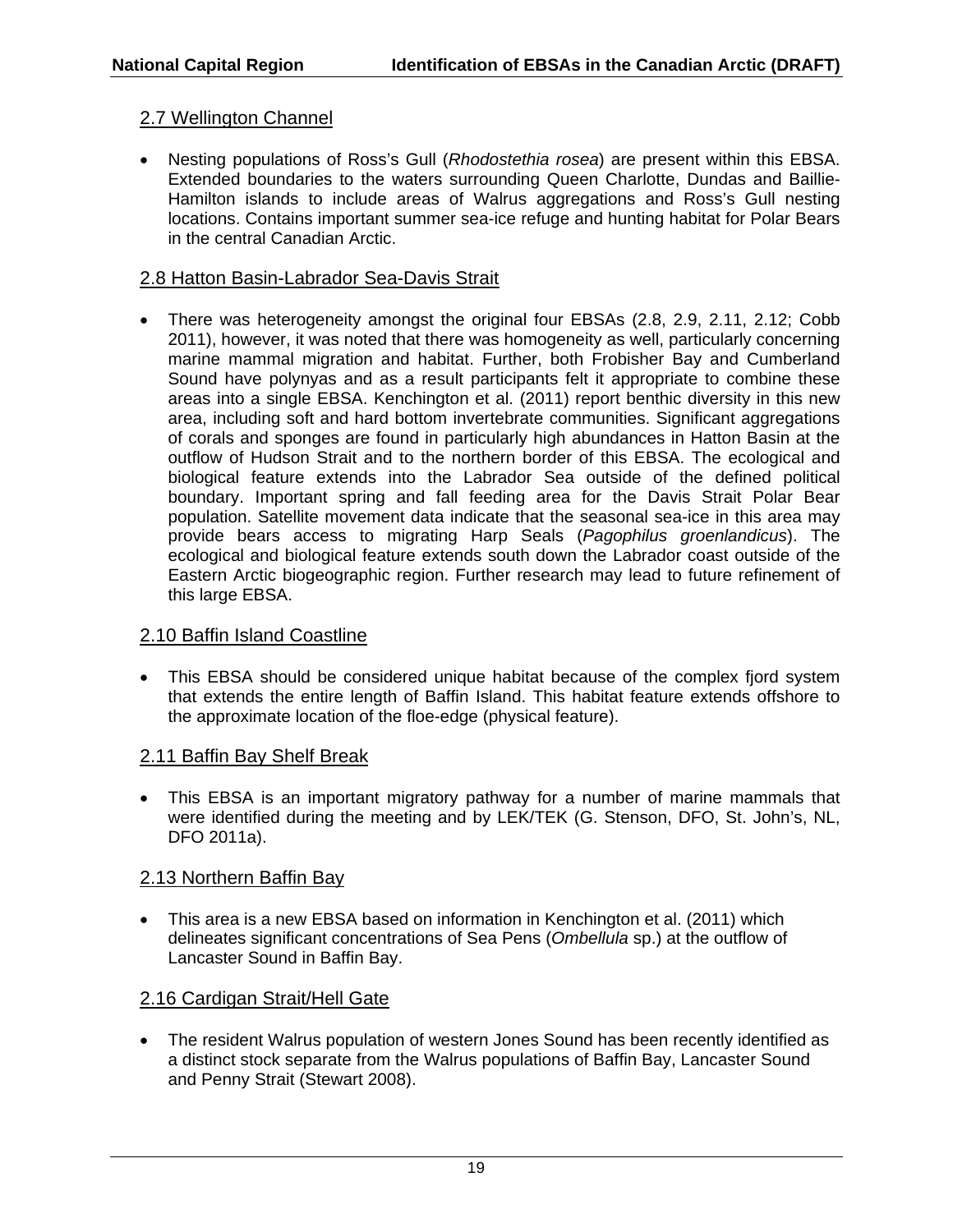## 2.7 Wellington Channel

- Nesting populations of Ross's Gull (*Rhodostethia rosea*) are present within this EBSA. Extended boundaries to the waters surrounding Queen Charlotte, Dundas and Baillie-Hamilton islands to include areas of Walrus aggregations and Ross's Gull nesting locations. Contains important summer sea-ice refuge and hunting habitat for Polar Bears in the central Canadian Arctic.

## 2.8 Hatton Basin-Labrador Sea-Davis Strait

- There was heterogeneity amongst the original four EBSAs (2.8, 2.9, 2.11, 2.12; Cobb 2011), however, it was noted that there was homogeneity as well, particularly concerning marine mammal migration and habitat. Further, both Frobisher Bay and Cumberland Sound have polynyas and as a result participants felt it appropriate to combine these areas into a single EBSA. Kenchington et al. (2011) report benthic diversity in this new area, including soft and hard bottom invertebrate communities. Significant aggregations of corals and sponges are found in particularly high abundances in Hatton Basin at the outflow of Hudson Strait and to the northern border of this EBSA. The ecological and biological feature extends into the Labrador Sea outside of the defined political boundary. Important spring and fall feeding area for the Davis Strait Polar Bear population. Satellite movement data indicate that the seasonal sea-ice in this area may provide bears access to migrating Harp Seals (*Pagophilus groenlandicus*). The ecological and biological feature extends south down the Labrador coast outside of the Eastern Arctic biogeographic region. Further research may lead to future refinement of this large EBSA.

## 2.10 Baffin Island Coastline

- This EBSA should be considered unique habitat because of the complex fjord system that extends the entire length of Baffin Island. This habitat feature extends offshore to the approximate location of the floe-edge (physical feature).

## 2.11 Baffin Bay Shelf Break

- This EBSA is an important migratory pathway for a number of marine mammals that were identified during the meeting and by LEK/TEK (G. Stenson, DFO, St. John's, NL, DFO 2011a).

## 2.13 Northern Baffin Bay

- This area is a new EBSA based on information in Kenchington et al. (2011) which delineates significant concentrations of Sea Pens (*Ombellula* sp.) at the outflow of Lancaster Sound in Baffin Bay.

## 2.16 Cardigan Strait/Hell Gate

- The resident Walrus population of western Jones Sound has been recently identified as a distinct stock separate from the Walrus populations of Baffin Bay, Lancaster Sound and Penny Strait (Stewart 2008).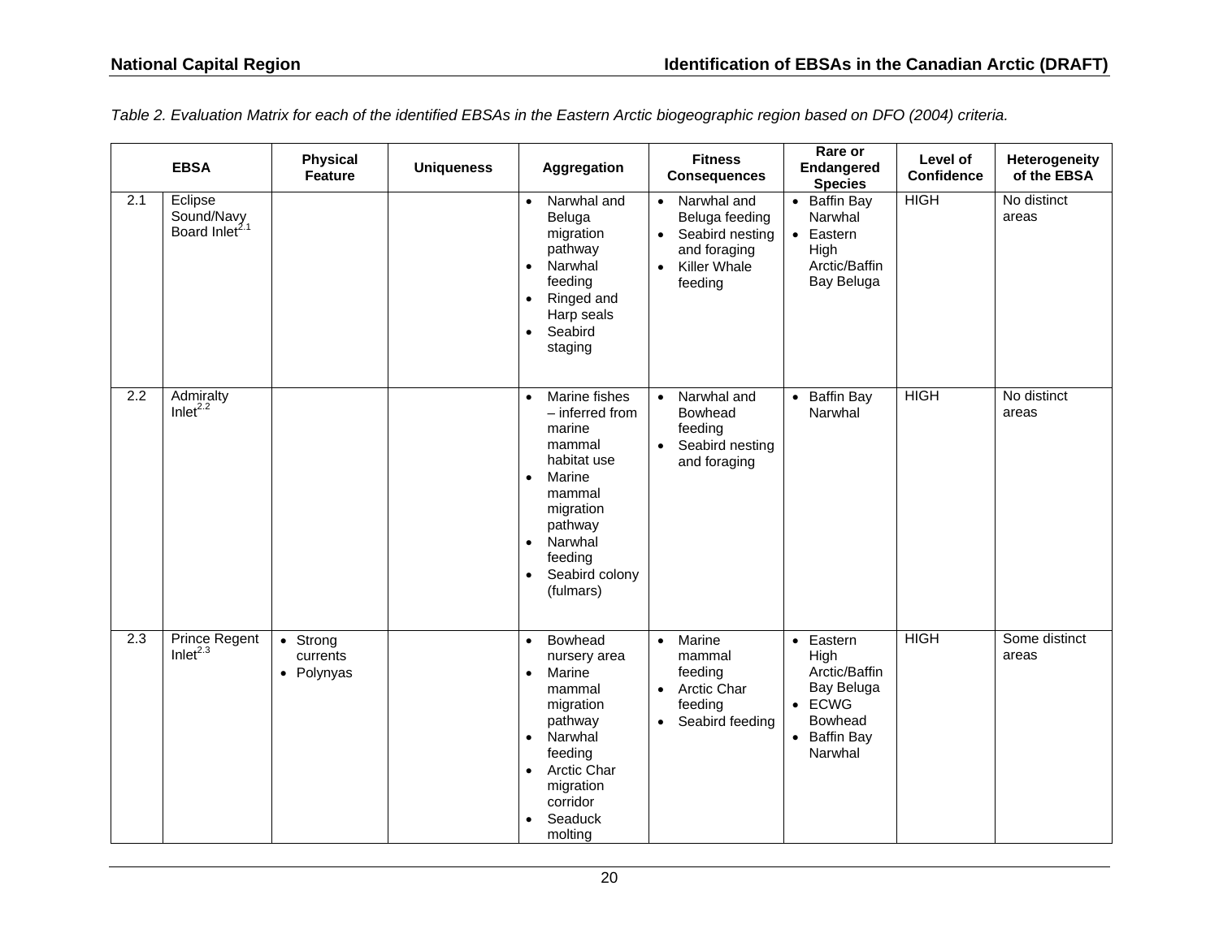*Table 2. Evaluation Matrix for each of the identified EBSAs in the Eastern Arctic biogeographic region based on DFO (2004) criteria.*

| EBSA | | Physical Feature | Uniqueness | Aggregation | Fitness Consequences | Rare or Endangered Species | Level of Confidence | Heterogeneity of the EBSA |
|---|---|---|---|---|---|---|---|---|
| 2.1 | Eclipse Sound/Navy Board Inlet[2.1] | | | • Narwhal and Beluga migration pathway<br>• Narwhal feeding<br>• Ringed and Harp seals<br>• Seabird staging | • Narwhal and Beluga feeding<br>• Seabird nesting and foraging<br>• Killer Whale feeding | • Baffin Bay Narwhal<br>• Eastern High Arctic/Baffin Bay Beluga | HIGH | No distinct areas |
| 2.2 | Admiralty Inlet[2.2] | | | • Marine fishes – inferred from marine mammal habitat use<br>• Marine mammal migration pathway<br>• Narwhal feeding<br>• Seabird colony (fulmars) | • Narwhal and Bowhead feeding<br>• Seabird nesting and foraging | • Baffin Bay Narwhal | HIGH | No distinct areas |
| 2.3 | Prince Regent Inlet[2.3] | • Strong currents<br>• Polynyas | | • Bowhead nursery area<br>• Marine mammal migration pathway<br>• Narwhal feeding<br>• Arctic Char migration corridor<br>• Seaduck molting | • Marine mammal feeding<br>• Arctic Char feeding<br>• Seabird feeding | • Eastern High Arctic/Baffin Bay Beluga<br>• ECWG Bowhead<br>• Baffin Bay Narwhal | HIGH | Some distinct areas |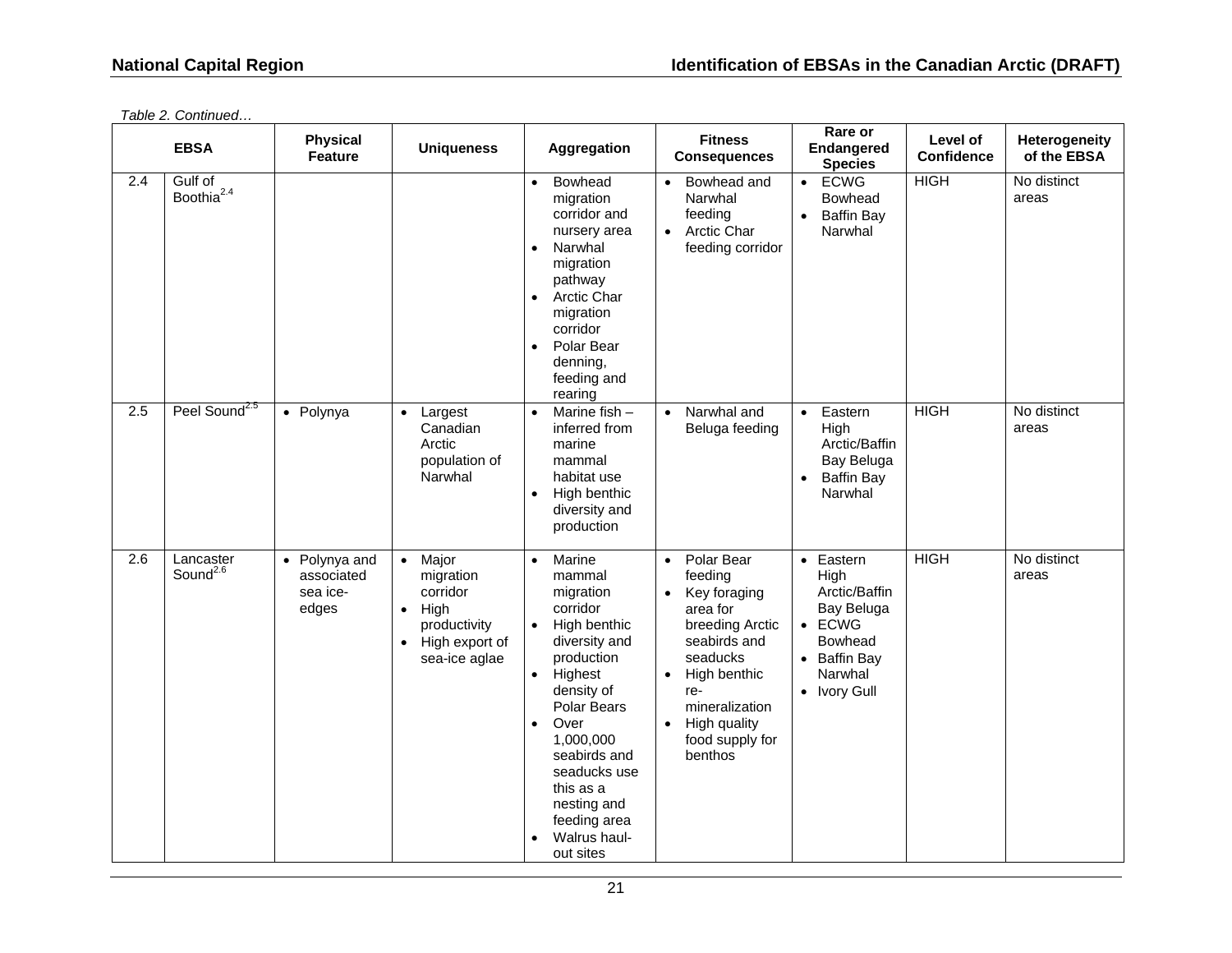*Table 2. Continued…*

| EBSA | | Physical Feature | Uniqueness | Aggregation | Fitness Consequences | Rare or Endangered Species | Level of Confidence | Heterogeneity of the EBSA |
|---|---|---|---|---|---|---|---|---|
| 2.4 | Gulf of Boothia[2.4] | | | • Bowhead migration corridor and nursery area<br>• Narwhal migration pathway<br>• Arctic Char migration corridor<br>• Polar Bear denning, feeding and rearing | • Bowhead and Narwhal feeding<br>• Arctic Char feeding corridor | • ECWG Bowhead<br>• Baffin Bay Narwhal | HIGH | No distinct areas |
| 2.5 | Peel Sound[2.5] | • Polynya | • Largest Canadian Arctic population of Narwhal | • Marine fish – inferred from marine mammal habitat use<br>• High benthic diversity and production | • Narwhal and Beluga feeding | • Eastern High Arctic/Baffin Bay Beluga<br>• Baffin Bay Narwhal | HIGH | No distinct areas |
| 2.6 | Lancaster Sound[2.6] | • Polynya and associated sea ice-edges | • Major migration corridor<br>• High productivity<br>• High export of sea-ice aglae | • Marine mammal migration corridor<br>• High benthic diversity and production<br>• Highest density of Polar Bears<br>• Over 1,000,000 seabirds and seaducks use this as a nesting and feeding area<br>• Walrus haul-out sites | • Polar Bear feeding<br>• Key foraging area for breeding Arctic seabirds and seaducks<br>• High benthic re-mineralization<br>• High quality food supply for benthos | • Eastern High Arctic/Baffin Bay Beluga<br>• ECWG Bowhead<br>• Baffin Bay Narwhal<br>• Ivory Gull | HIGH | No distinct areas |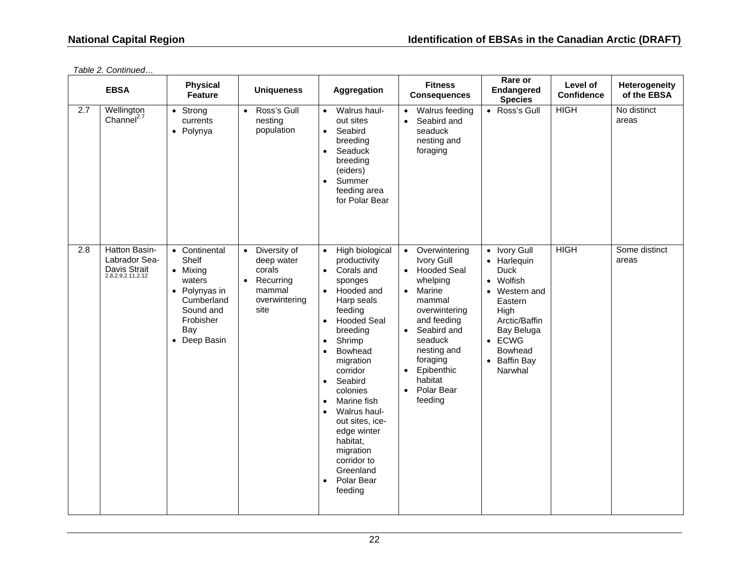*Table 2. Continued…*

| EBSA | | Physical Feature | Uniqueness | Aggregation | Fitness Consequences | Rare or Endangered Species | Level of Confidence | Heterogeneity of the EBSA |
|---|---|---|---|---|---|---|---|---|
| 2.7 | Wellington Channel[2.7] | • Strong currents<br>• Polynya | • Ross's Gull nesting population | • Walrus haul-out sites<br>• Seabird breeding<br>• Seaduck breeding (eiders)<br>• Summer feeding area for Polar Bear | • Walrus feeding<br>• Seabird and seaduck nesting and foraging | • Ross's Gull | HIGH | No distinct areas |
| 2.8 | Hatton Basin-Labrador Sea-Davis Strait[2.8,2.9,2.11,2.12] | • Continental Shelf<br>• Mixing waters<br>• Polynyas in Cumberland Sound and Frobisher Bay<br>• Deep Basin | • Diversity of deep water corals<br>• Recurring mammal overwintering site | • High biological productivity<br>• Corals and sponges<br>• Hooded and Harp seals feeding<br>• Hooded Seal breeding<br>• Shrimp<br>• Bowhead migration corridor<br>• Seabird colonies<br>• Marine fish<br>• Walrus haul-out sites, ice-edge winter habitat, migration corridor to Greenland<br>• Polar Bear feeding | • Overwintering Ivory Gull<br>• Hooded Seal whelping<br>• Marine mammal overwintering and feeding<br>• Seabird and seaduck nesting and foraging<br>• Epibenthic habitat<br>• Polar Bear feeding | • Ivory Gull<br>• Harlequin Duck<br>• Wolfish<br>• Western and Eastern High Arctic/Baffin Bay Beluga<br>• ECWG Bowhead<br>• Baffin Bay Narwhal | HIGH | Some distinct areas |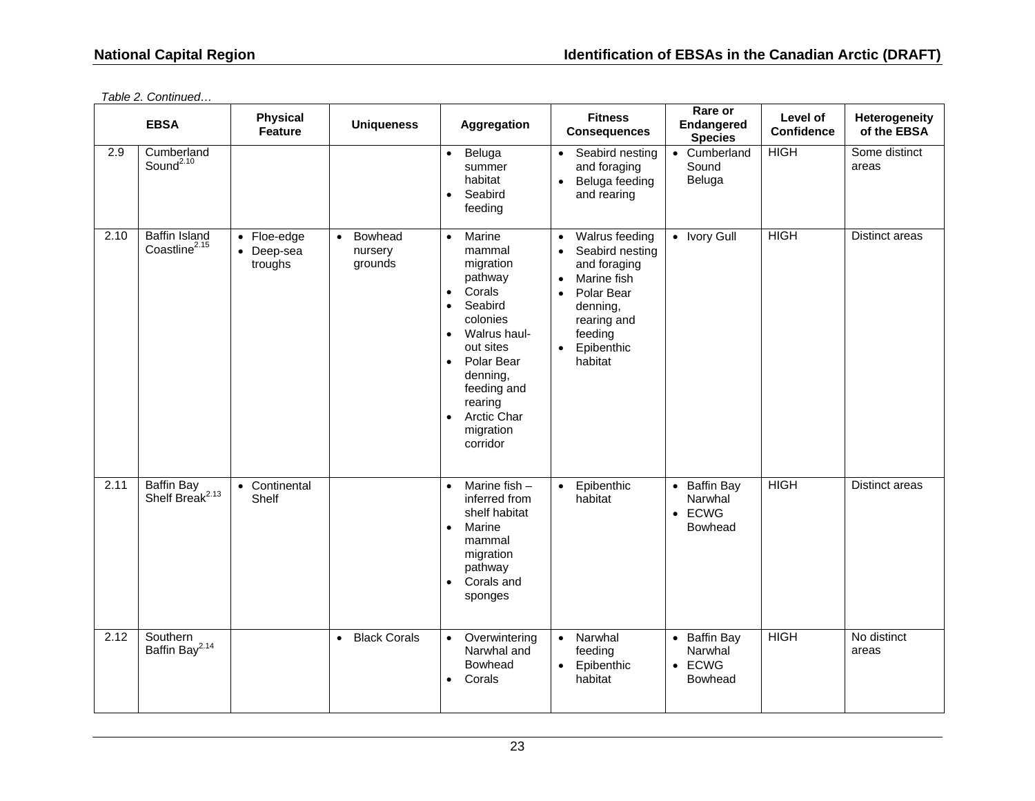*Table 2. Continued…*

| EBSA | | Physical Feature | Uniqueness | Aggregation | Fitness Consequences | Rare or Endangered Species | Level of Confidence | Heterogeneity of the EBSA |
|---|---|---|---|---|---|---|---|---|
| 2.9 | Cumberland Sound[2.10] | | | • Beluga summer habitat<br>• Seabird feeding | • Seabird nesting and foraging<br>• Beluga feeding and rearing | • Cumberland Sound Beluga | HIGH | Some distinct areas |
| 2.10 | Baffin Island Coastline[2.15] | • Floe-edge<br>• Deep-sea troughs | • Bowhead nursery grounds | • Marine mammal migration pathway<br>• Corals<br>• Seabird colonies<br>• Walrus haul-out sites<br>• Polar Bear denning, feeding and rearing<br>• Arctic Char migration corridor | • Walrus feeding<br>• Seabird nesting and foraging<br>• Marine fish<br>• Polar Bear denning, rearing and feeding<br>• Epibenthic habitat | • Ivory Gull | HIGH | Distinct areas |
| 2.11 | Baffin Bay Shelf Break[2.13] | • Continental Shelf | | • Marine fish – inferred from shelf habitat<br>• Marine mammal migration pathway<br>• Corals and sponges | • Epibenthic habitat | • Baffin Bay Narwhal<br>• ECWG Bowhead | HIGH | Distinct areas |
| 2.12 | Southern Baffin Bay[2.14] | | • Black Corals | • Overwintering Narwhal and Bowhead<br>• Corals | • Narwhal feeding<br>• Epibenthic habitat | • Baffin Bay Narwhal<br>• ECWG Bowhead | HIGH | No distinct areas |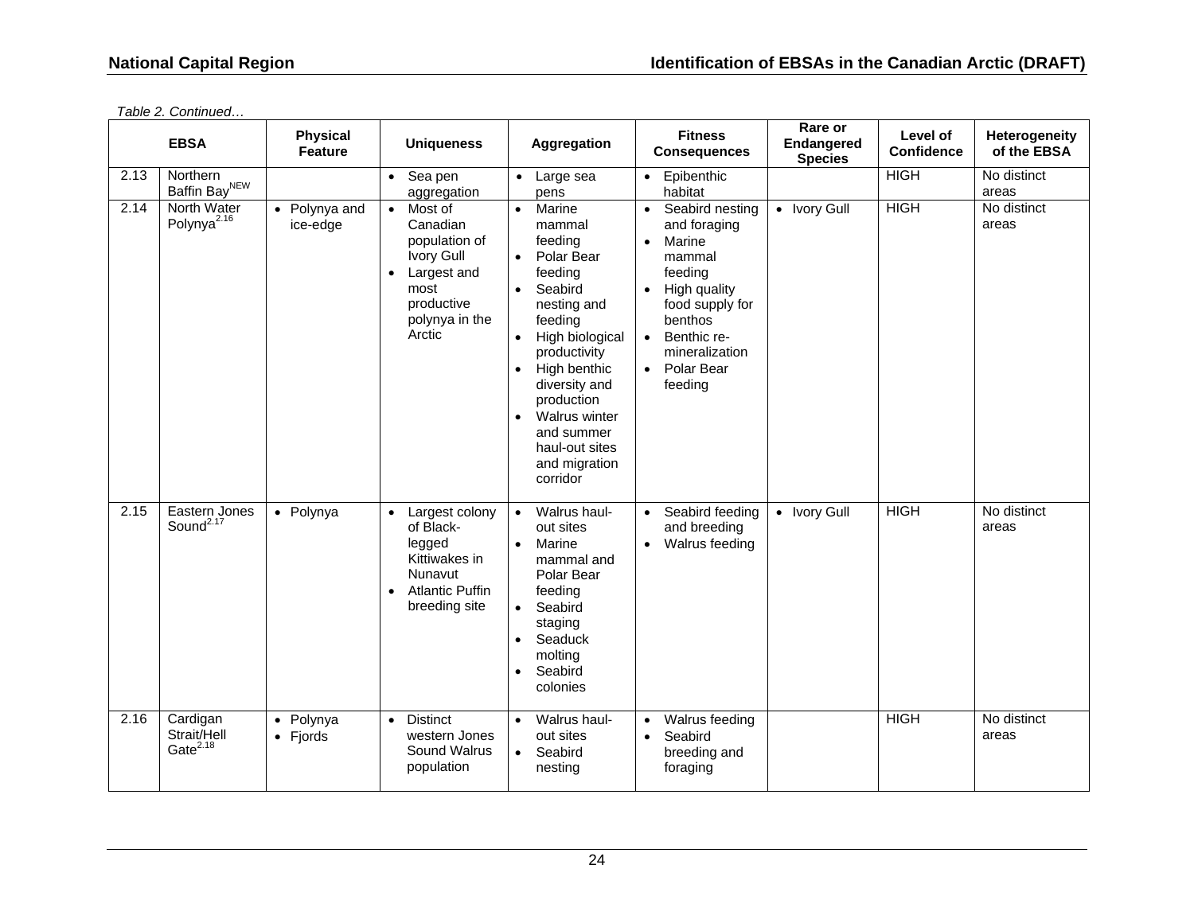*Table 2. Continued…*

| EBSA | | Physical Feature | Uniqueness | Aggregation | Fitness Consequences | Rare or Endangered Species | Level of Confidence | Heterogeneity of the EBSA |
|---|---|---|---|---|---|---|---|---|
| 2.13 | Northern Baffin Bay[NEW] | | • Sea pen aggregation | • Large sea pens | • Epibenthic habitat | | HIGH | No distinct areas |
| 2.14 | North Water Polynya[2.16] | • Polynya and ice-edge | • Most of Canadian population of Ivory Gull<br>• Largest and most productive polynya in the Arctic | • Marine mammal feeding<br>• Polar Bear feeding<br>• Seabird nesting and feeding<br>• High biological productivity<br>• High benthic diversity and production<br>• Walrus winter and summer haul-out sites and migration corridor | • Seabird nesting and foraging<br>• Marine mammal feeding<br>• High quality food supply for benthos<br>• Benthic re-mineralization<br>• Polar Bear feeding | • Ivory Gull | HIGH | No distinct areas |
| 2.15 | Eastern Jones Sound[2.17] | • Polynya | • Largest colony of Black-legged Kittiwakes in Nunavut<br>• Atlantic Puffin breeding site | • Walrus haul-out sites<br>• Marine mammal and Polar Bear feeding<br>• Seabird staging<br>• Seaduck molting<br>• Seabird colonies | • Seabird feeding and breeding<br>• Walrus feeding | • Ivory Gull | HIGH | No distinct areas |
| 2.16 | Cardigan Strait/Hell Gate[2.18] | • Polynya<br>• Fjords | • Distinct western Jones Sound Walrus population | • Walrus haul-out sites<br>• Seabird nesting | • Walrus feeding<br>• Seabird breeding and foraging | | HIGH | No distinct areas |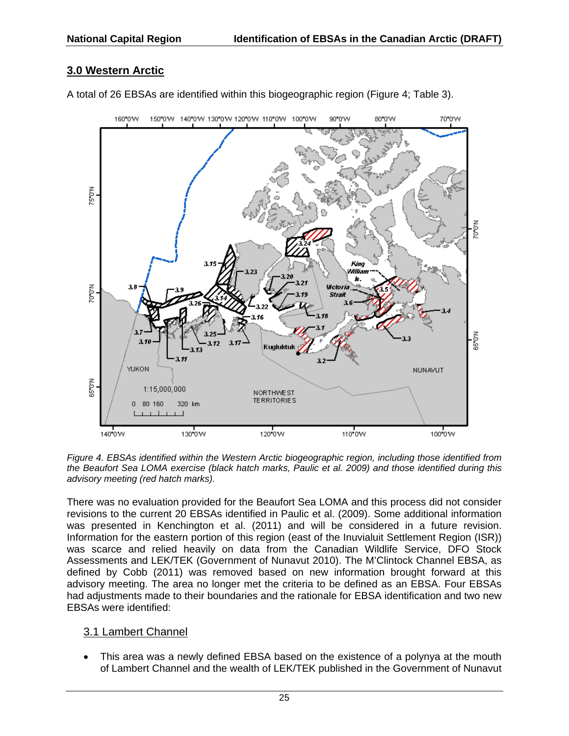## 3.0 Western Arctic

A total of 26 EBSAs are identified within this biogeographic region (Figure 4; Table 3).

*Figure 4. EBSAs identified within the Western Arctic biogeographic region, including those identified from the Beaufort Sea LOMA exercise (black hatch marks, Paulic et al. 2009) and those identified during this advisory meeting (red hatch marks).*

There was no evaluation provided for the Beaufort Sea LOMA and this process did not consider revisions to the current 20 EBSAs identified in Paulic et al. (2009). Some additional information was presented in Kenchington et al. (2011) and will be considered in a future revision. Information for the eastern portion of this region (east of the Inuvialuit Settlement Region (ISR)) was scarce and relied heavily on data from the Canadian Wildlife Service, DFO Stock Assessments and LEK/TEK (Government of Nunavut 2010). The M'Clintock Channel EBSA, as defined by Cobb (2011) was removed based on new information brought forward at this advisory meeting. The area no longer met the criteria to be defined as an EBSA. Four EBSAs had adjustments made to their boundaries and the rationale for EBSA identification and two new EBSAs were identified:

### 3.1 Lambert Channel

- This area was a newly defined EBSA based on the existence of a polynya at the mouth of Lambert Channel and the wealth of LEK/TEK published in the Government of Nunavut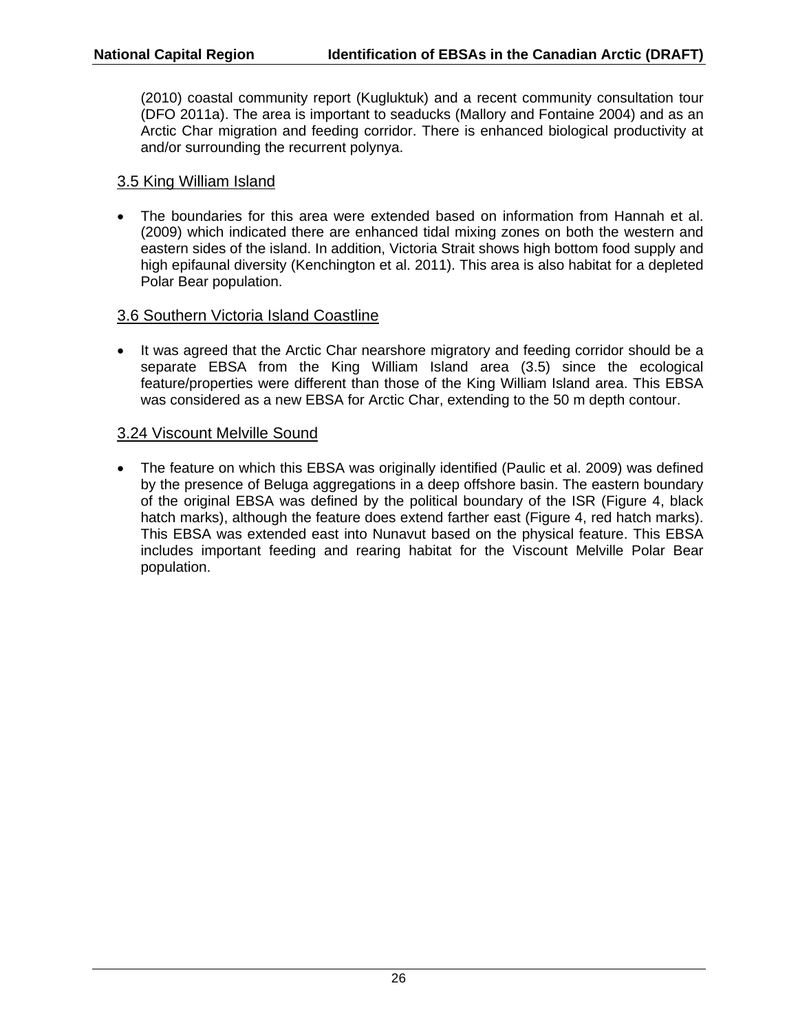(2010) coastal community report (Kugluktuk) and a recent community consultation tour (DFO 2011a). The area is important to seaducks (Mallory and Fontaine 2004) and as an Arctic Char migration and feeding corridor. There is enhanced biological productivity at and/or surrounding the recurrent polynya.

### 3.5 King William Island

- The boundaries for this area were extended based on information from Hannah et al. (2009) which indicated there are enhanced tidal mixing zones on both the western and eastern sides of the island. In addition, Victoria Strait shows high bottom food supply and high epifaunal diversity (Kenchington et al. 2011). This area is also habitat for a depleted Polar Bear population.

### 3.6 Southern Victoria Island Coastline

- It was agreed that the Arctic Char nearshore migratory and feeding corridor should be a separate EBSA from the King William Island area (3.5) since the ecological feature/properties were different than those of the King William Island area. This EBSA was considered as a new EBSA for Arctic Char, extending to the 50 m depth contour.

### 3.24 Viscount Melville Sound

- The feature on which this EBSA was originally identified (Paulic et al. 2009) was defined by the presence of Beluga aggregations in a deep offshore basin. The eastern boundary of the original EBSA was defined by the political boundary of the ISR (Figure 4, black hatch marks), although the feature does extend farther east (Figure 4, red hatch marks). This EBSA was extended east into Nunavut based on the physical feature. This EBSA includes important feeding and rearing habitat for the Viscount Melville Polar Bear population.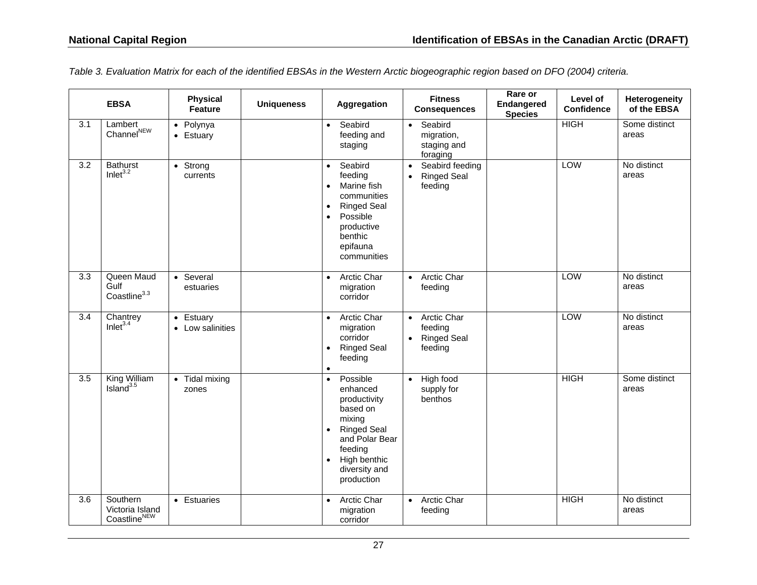*Table 3. Evaluation Matrix for each of the identified EBSAs in the Western Arctic biogeographic region based on DFO (2004) criteria.*

| EBSA | | Physical Feature | Uniqueness | Aggregation | Fitness Consequences | Rare or Endangered Species | Level of Confidence | Heterogeneity of the EBSA |
|---|---|---|---|---|---|---|---|---|
| 3.1 | Lambert Channel[NEW] | • Polynya<br>• Estuary | | • Seabird feeding and staging | • Seabird migration, staging and foraging | | HIGH | Some distinct areas |
| 3.2 | Bathurst Inlet[3.2] | • Strong currents | | • Seabird feeding<br>• Marine fish communities<br>• Ringed Seal<br>• Possible productive benthic epifauna communities | • Seabird feeding<br>• Ringed Seal feeding | | LOW | No distinct areas |
| 3.3 | Queen Maud Gulf Coastline[3.3] | • Several estuaries | | • Arctic Char migration corridor | • Arctic Char feeding | | LOW | No distinct areas |
| 3.4 | Chantrey Inlet[3.4] | • Estuary<br>• Low salinities | | • Arctic Char migration corridor<br>• Ringed Seal feeding<br>• | • Arctic Char feeding<br>• Ringed Seal feeding | | LOW | No distinct areas |
| 3.5 | King William Island[3.5] | • Tidal mixing zones | | • Possible enhanced productivity based on mixing<br>• Ringed Seal and Polar Bear feeding<br>• High benthic diversity and production | • High food supply for benthos | | HIGH | Some distinct areas |
| 3.6 | Southern Victoria Island Coastline[NEW] | • Estuaries | | • Arctic Char migration corridor | • Arctic Char feeding | | HIGH | No distinct areas |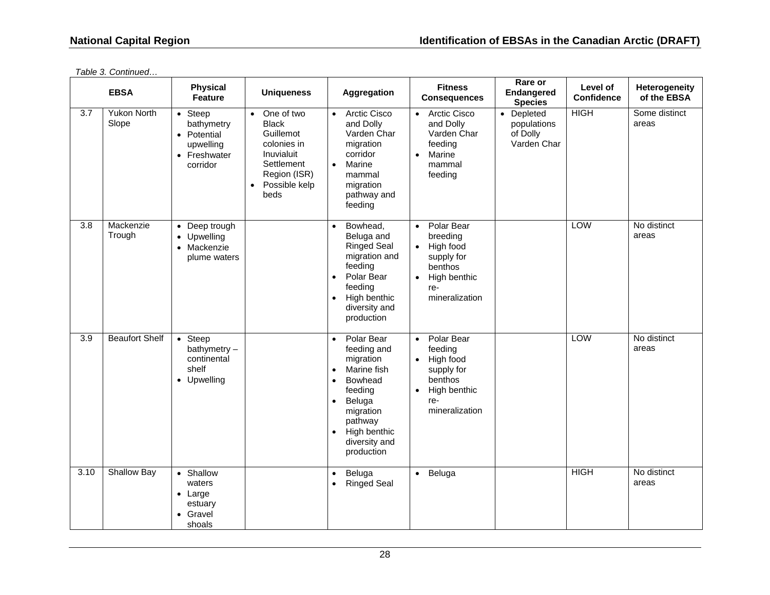*Table 3. Continued…*

| EBSA | | Physical Feature | Uniqueness | Aggregation | Fitness Consequences | Rare or Endangered Species | Level of Confidence | Heterogeneity of the EBSA |
|---|---|---|---|---|---|---|---|---|
| 3.7 | Yukon North Slope | • Steep bathymetry<br>• Potential upwelling<br>• Freshwater corridor | • One of two Black Guillemot colonies in Inuvialuit Settlement Region (ISR)<br>• Possible kelp beds | • Arctic Cisco and Dolly Varden Char migration corridor<br>• Marine mammal migration pathway and feeding | • Arctic Cisco and Dolly Varden Char feeding<br>• Marine mammal feeding | • Depleted populations of Dolly Varden Char | HIGH | Some distinct areas |
| 3.8 | Mackenzie Trough | • Deep trough<br>• Upwelling<br>• Mackenzie plume waters | | • Bowhead, Beluga and Ringed Seal migration and feeding<br>• Polar Bear feeding<br>• High benthic diversity and production | • Polar Bear breeding<br>• High food supply for benthos<br>• High benthic re-mineralization | | LOW | No distinct areas |
| 3.9 | Beaufort Shelf | • Steep bathymetry – continental shelf<br>• Upwelling | | • Polar Bear feeding and migration<br>• Marine fish<br>• Bowhead feeding<br>• Beluga migration pathway<br>• High benthic diversity and production | • Polar Bear feeding<br>• High food supply for benthos<br>• High benthic re-mineralization | | LOW | No distinct areas |
| 3.10 | Shallow Bay | • Shallow waters<br>• Large estuary<br>• Gravel shoals | | • Beluga<br>• Ringed Seal | • Beluga | | HIGH | No distinct areas |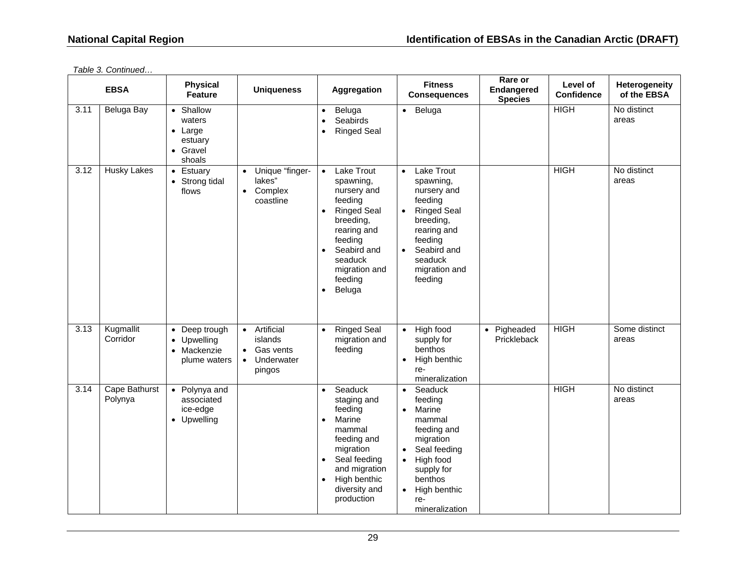*Table 3. Continued…*

| EBSA | | Physical Feature | Uniqueness | Aggregation | Fitness Consequences | Rare or Endangered Species | Level of Confidence | Heterogeneity of the EBSA |
|---|---|---|---|---|---|---|---|---|
| 3.11 | Beluga Bay | • Shallow waters<br>• Large estuary<br>• Gravel shoals | | • Beluga<br>• Seabirds<br>• Ringed Seal | • Beluga | | HIGH | No distinct areas |
| 3.12 | Husky Lakes | • Estuary<br>• Strong tidal flows | • Unique "finger-lakes"<br>• Complex coastline | • Lake Trout spawning, nursery and feeding<br>• Ringed Seal breeding, rearing and feeding<br>• Seabird and seaduck migration and feeding<br>• Beluga | • Lake Trout spawning, nursery and feeding<br>• Ringed Seal breeding, rearing and feeding<br>• Seabird and seaduck migration and feeding | | HIGH | No distinct areas |
| 3.13 | Kugmallit Corridor | • Deep trough<br>• Upwelling<br>• Mackenzie plume waters | • Artificial islands<br>• Gas vents<br>• Underwater pingos | • Ringed Seal migration and feeding | • High food supply for benthos<br>• High benthic re-mineralization | • Pigheaded Prickleback | HIGH | Some distinct areas |
| 3.14 | Cape Bathurst Polynya | • Polynya and associated ice-edge<br>• Upwelling | | • Seaduck staging and feeding<br>• Marine mammal feeding and migration<br>• Seal feeding and migration<br>• High benthic diversity and production | • Seaduck feeding<br>• Marine mammal feeding and migration<br>• Seal feeding<br>• High food supply for benthos<br>• High benthic re-mineralization | | HIGH | No distinct areas |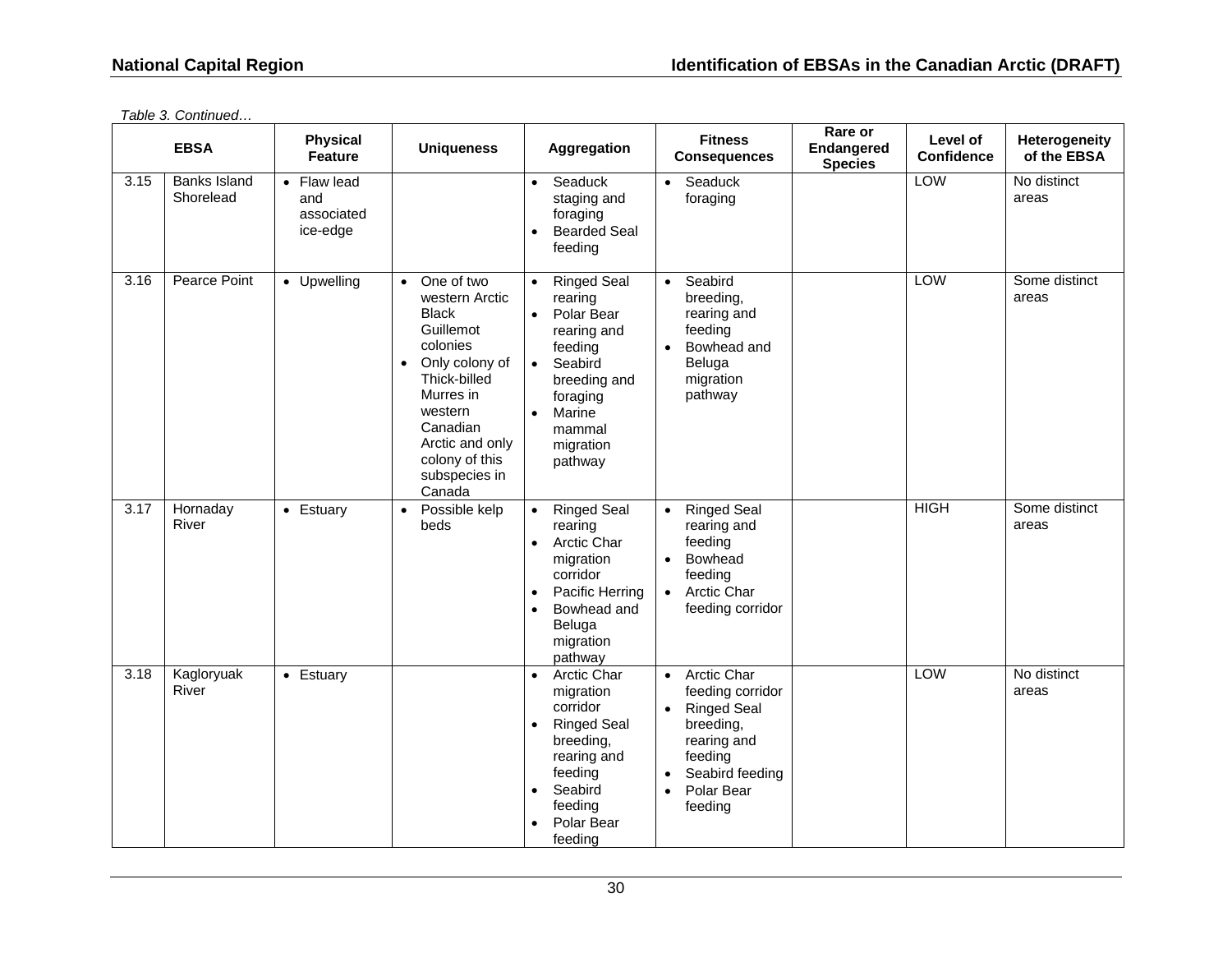*Table 3. Continued…*

| EBSA | | Physical Feature | Uniqueness | Aggregation | Fitness Consequences | Rare or Endangered Species | Level of Confidence | Heterogeneity of the EBSA |
|---|---|---|---|---|---|---|---|---|
| 3.15 | Banks Island Shorelead | • Flaw lead and associated ice-edge | | • Seaduck staging and foraging<br>• Bearded Seal feeding | • Seaduck foraging | | LOW | No distinct areas |
| 3.16 | Pearce Point | • Upwelling | • One of two western Arctic Black Guillemot colonies<br>• Only colony of Thick-billed Murres in western Canadian Arctic and only colony of this subspecies in Canada | • Ringed Seal rearing<br>• Polar Bear rearing and feeding<br>• Seabird breeding and foraging<br>• Marine mammal migration pathway | • Seabird breeding, rearing and feeding<br>• Bowhead and Beluga migration pathway | | LOW | Some distinct areas |
| 3.17 | Hornaday River | • Estuary | • Possible kelp beds | • Ringed Seal rearing<br>• Arctic Char migration corridor<br>• Pacific Herring<br>• Bowhead and Beluga migration pathway | • Ringed Seal rearing and feeding<br>• Bowhead feeding<br>• Arctic Char feeding corridor | | HIGH | Some distinct areas |
| 3.18 | Kagloryuak River | • Estuary | | • Arctic Char migration corridor<br>• Ringed Seal breeding, rearing and feeding<br>• Seabird feeding<br>• Polar Bear feeding | • Arctic Char feeding corridor<br>• Ringed Seal breeding, rearing and feeding<br>• Seabird feeding<br>• Polar Bear feeding | | LOW | No distinct areas |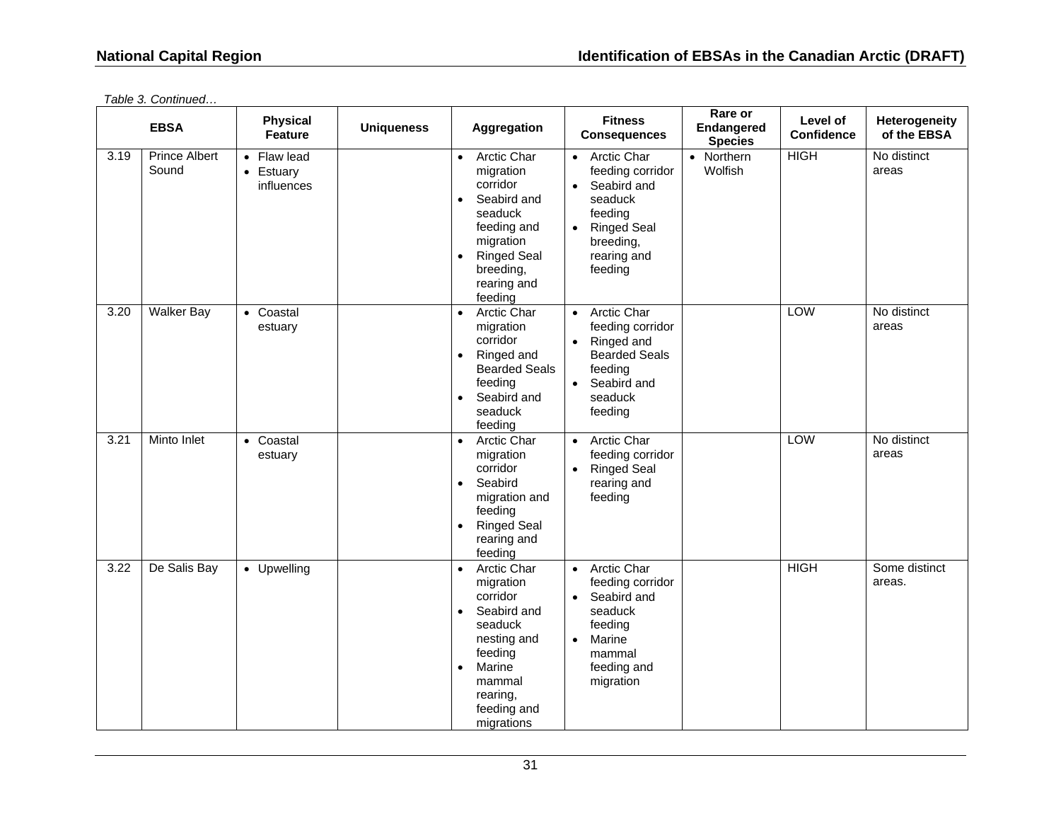*Table 3. Continued…*

| EBSA | | Physical Feature | Uniqueness | Aggregation | Fitness Consequences | Rare or Endangered Species | Level of Confidence | Heterogeneity of the EBSA |
|---|---|---|---|---|---|---|---|---|
| 3.19 | Prince Albert Sound | • Flaw lead<br>• Estuary influences | | • Arctic Char migration corridor<br>• Seabird and seaduck feeding and migration<br>• Ringed Seal breeding, rearing and feeding | • Arctic Char feeding corridor<br>• Seabird and seaduck feeding<br>• Ringed Seal breeding, rearing and feeding | • Northern Wolfish | HIGH | No distinct areas |
| 3.20 | Walker Bay | • Coastal estuary | | • Arctic Char migration corridor<br>• Ringed and Bearded Seals feeding<br>• Seabird and seaduck feeding | • Arctic Char feeding corridor<br>• Ringed and Bearded Seals feeding<br>• Seabird and seaduck feeding | | LOW | No distinct areas |
| 3.21 | Minto Inlet | • Coastal estuary | | • Arctic Char migration corridor<br>• Seabird migration and feeding<br>• Ringed Seal rearing and feeding | • Arctic Char feeding corridor<br>• Ringed Seal rearing and feeding | | LOW | No distinct areas |
| 3.22 | De Salis Bay | • Upwelling | | • Arctic Char migration corridor<br>• Seabird and seaduck nesting and feeding<br>• Marine mammal rearing, feeding and migrations | • Arctic Char feeding corridor<br>• Seabird and seaduck feeding<br>• Marine mammal feeding and migration | | HIGH | Some distinct areas. |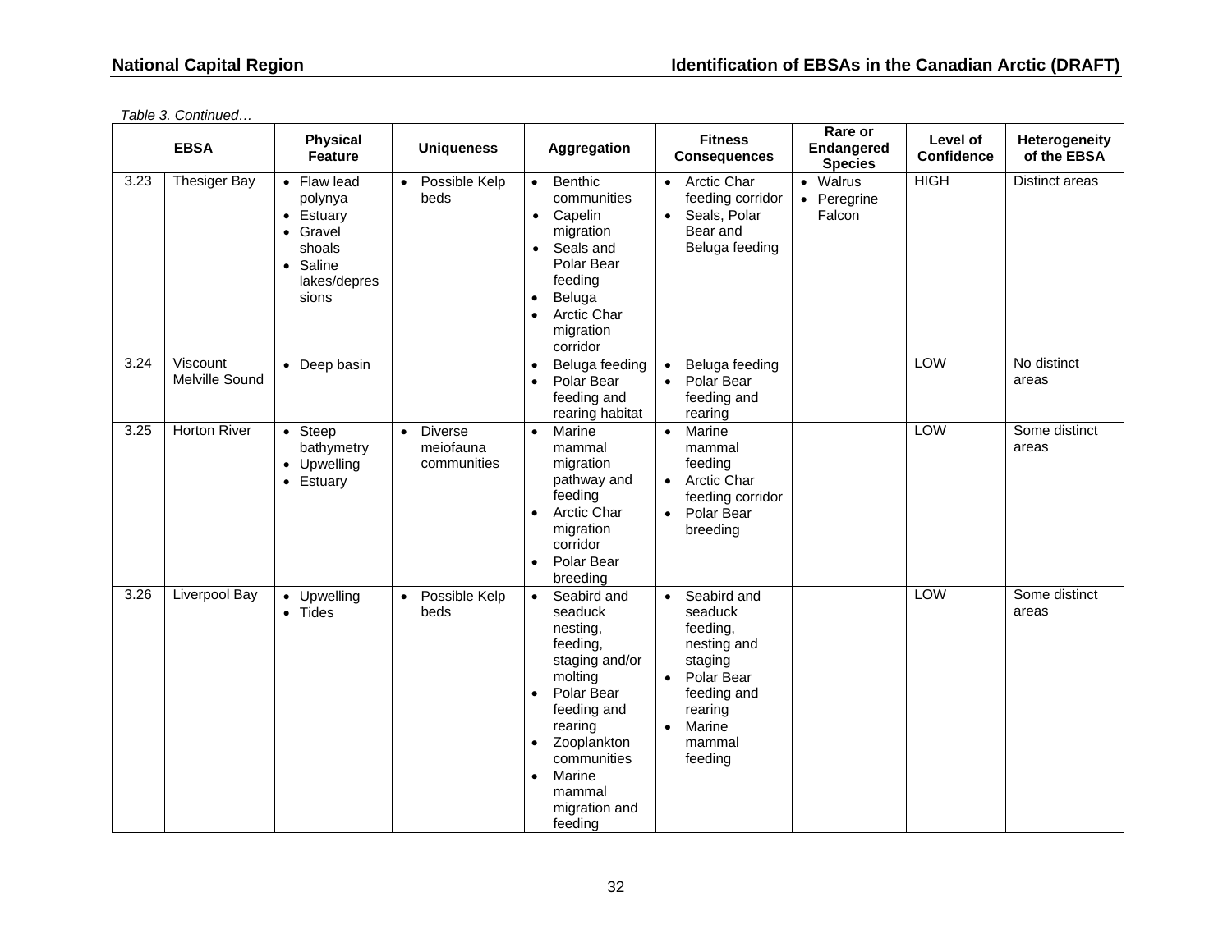*Table 3. Continued…*

| EBSA | | Physical Feature | Uniqueness | Aggregation | Fitness Consequences | Rare or Endangered Species | Level of Confidence | Heterogeneity of the EBSA |
|---|---|---|---|---|---|---|---|---|
| 3.23 | Thesiger Bay | • Flaw lead polynya<br>• Estuary<br>• Gravel shoals<br>• Saline lakes/depressions | • Possible Kelp beds | • Benthic communities<br>• Capelin migration<br>• Seals and Polar Bear feeding<br>• Beluga<br>• Arctic Char migration corridor | • Arctic Char feeding corridor<br>• Seals, Polar Bear and Beluga feeding | • Walrus<br>• Peregrine Falcon | HIGH | Distinct areas |
| 3.24 | Viscount Melville Sound | • Deep basin | | • Beluga feeding<br>• Polar Bear feeding and rearing habitat | • Beluga feeding<br>• Polar Bear feeding and rearing | | LOW | No distinct areas |
| 3.25 | Horton River | • Steep bathymetry<br>• Upwelling<br>• Estuary | • Diverse meiofauna communities | • Marine mammal migration pathway and feeding<br>• Arctic Char migration corridor<br>• Polar Bear breeding | • Marine mammal feeding<br>• Arctic Char feeding corridor<br>• Polar Bear breeding | | LOW | Some distinct areas |
| 3.26 | Liverpool Bay | • Upwelling<br>• Tides | • Possible Kelp beds | • Seabird and seaduck nesting, feeding, staging and/or molting<br>• Polar Bear feeding and rearing<br>• Zooplankton communities<br>• Marine mammal migration and feeding | • Seabird and seaduck feeding, nesting and staging<br>• Polar Bear feeding and rearing<br>• Marine mammal feeding | | LOW | Some distinct areas |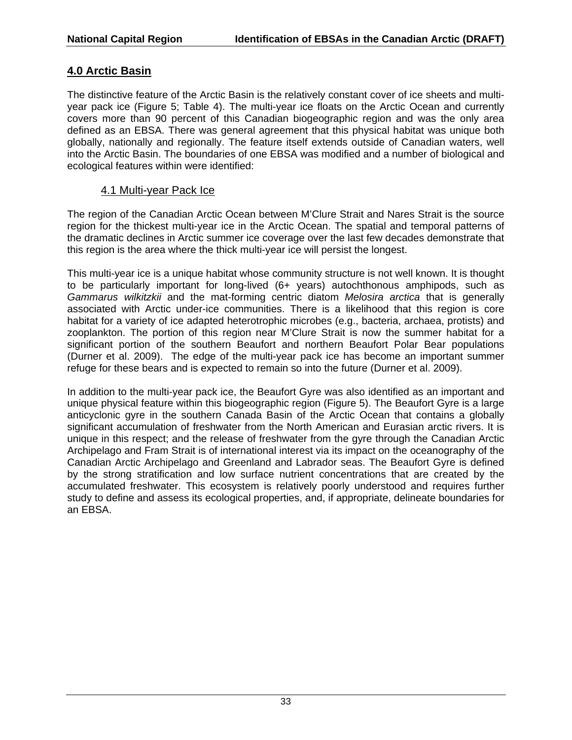## 4.0 Arctic Basin

The distinctive feature of the Arctic Basin is the relatively constant cover of ice sheets and multi-year pack ice (Figure 5; Table 4). The multi-year ice floats on the Arctic Ocean and currently covers more than 90 percent of this Canadian biogeographic region and was the only area defined as an EBSA. There was general agreement that this physical habitat was unique both globally, nationally and regionally. The feature itself extends outside of Canadian waters, well into the Arctic Basin. The boundaries of one EBSA was modified and a number of biological and ecological features within were identified:

### 4.1 Multi-year Pack Ice

The region of the Canadian Arctic Ocean between M'Clure Strait and Nares Strait is the source region for the thickest multi-year ice in the Arctic Ocean. The spatial and temporal patterns of the dramatic declines in Arctic summer ice coverage over the last few decades demonstrate that this region is the area where the thick multi-year ice will persist the longest.

This multi-year ice is a unique habitat whose community structure is not well known. It is thought to be particularly important for long-lived (6+ years) autochthonous amphipods, such as *Gammarus wilkitzkii* and the mat-forming centric diatom *Melosira arctica* that is generally associated with Arctic under-ice communities. There is a likelihood that this region is core habitat for a variety of ice adapted heterotrophic microbes (e.g., bacteria, archaea, protists) and zooplankton. The portion of this region near M'Clure Strait is now the summer habitat for a significant portion of the southern Beaufort and northern Beaufort Polar Bear populations (Durner et al. 2009). The edge of the multi-year pack ice has become an important summer refuge for these bears and is expected to remain so into the future (Durner et al. 2009).

In addition to the multi-year pack ice, the Beaufort Gyre was also identified as an important and unique physical feature within this biogeographic region (Figure 5). The Beaufort Gyre is a large anticyclonic gyre in the southern Canada Basin of the Arctic Ocean that contains a globally significant accumulation of freshwater from the North American and Eurasian arctic rivers. It is unique in this respect; and the release of freshwater from the gyre through the Canadian Arctic Archipelago and Fram Strait is of international interest via its impact on the oceanography of the Canadian Arctic Archipelago and Greenland and Labrador seas. The Beaufort Gyre is defined by the strong stratification and low surface nutrient concentrations that are created by the accumulated freshwater. This ecosystem is relatively poorly understood and requires further study to define and assess its ecological properties, and, if appropriate, delineate boundaries for an EBSA.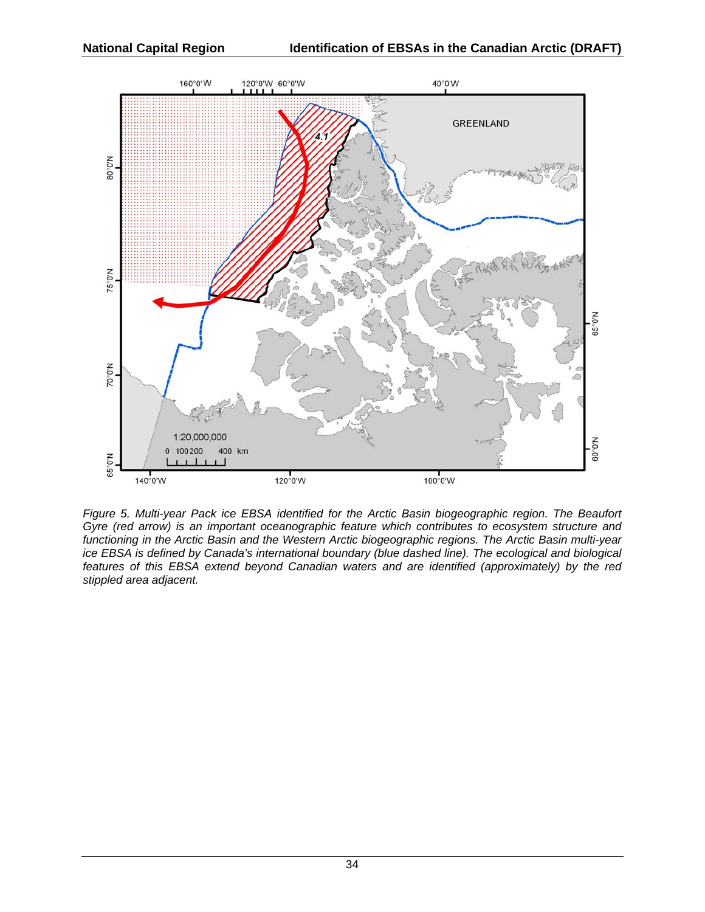*Figure 5. Multi-year Pack ice EBSA identified for the Arctic Basin biogeographic region. The Beaufort Gyre (red arrow) is an important oceanographic feature which contributes to ecosystem structure and functioning in the Arctic Basin and the Western Arctic biogeographic regions. The Arctic Basin multi-year ice EBSA is defined by Canada's international boundary (blue dashed line). The ecological and biological features of this EBSA extend beyond Canadian waters and are identified (approximately) by the red stippled area adjacent.*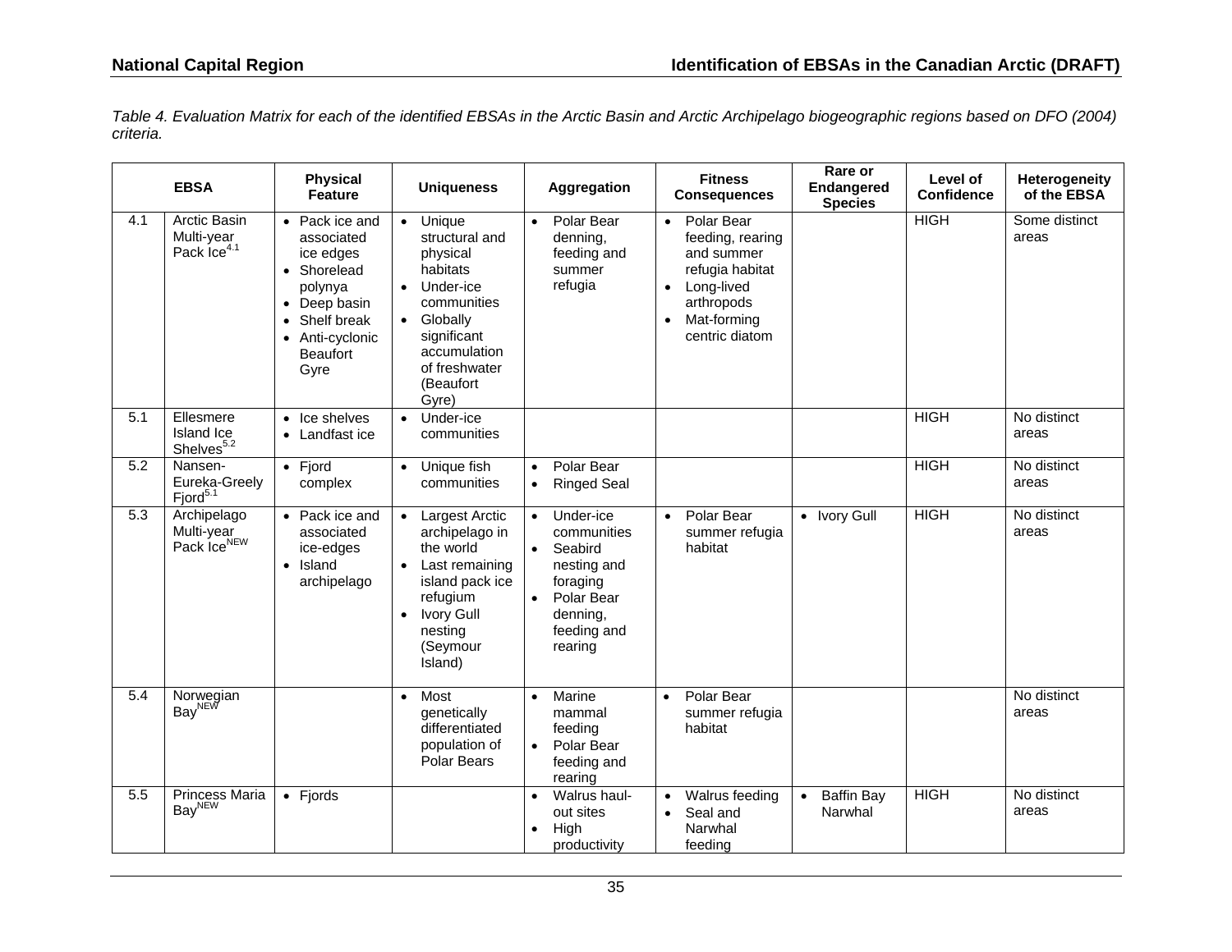*Table 4. Evaluation Matrix for each of the identified EBSAs in the Arctic Basin and Arctic Archipelago biogeographic regions based on DFO (2004) criteria.*

| EBSA | | Physical Feature | Uniqueness | Aggregation | Fitness Consequences | Rare or Endangered Species | Level of Confidence | Heterogeneity of the EBSA |
|---|---|---|---|---|---|---|---|---|
| 4.1 | Arctic Basin Multi-year Pack Ice[4.1] | • Pack ice and associated ice edges<br>• Shorelead polynya<br>• Deep basin<br>• Shelf break<br>• Anti-cyclonic Beaufort Gyre | • Unique structural and physical habitats<br>• Under-ice communities<br>• Globally significant accumulation of freshwater (Beaufort Gyre) | • Polar Bear denning, feeding and summer refugia | • Polar Bear feeding, rearing and summer refugia habitat<br>• Long-lived arthropods<br>• Mat-forming centric diatom | | HIGH | Some distinct areas |
| 5.1 | Ellesmere Island Ice Shelves[5.2] | • Ice shelves<br>• Landfast ice | • Under-ice communities | | | | HIGH | No distinct areas |
| 5.2 | Nansen-Eureka-Greely Fjord[5.1] | • Fjord complex | • Unique fish communities | • Polar Bear<br>• Ringed Seal | | | HIGH | No distinct areas |
| 5.3 | Archipelago Multi-year Pack Ice[NEW] | • Pack ice and associated ice-edges<br>• Island archipelago | • Largest Arctic archipelago in the world<br>• Last remaining island pack ice refugium<br>• Ivory Gull nesting (Seymour Island) | • Under-ice communities<br>• Seabird nesting and foraging<br>• Polar Bear denning, feeding and rearing | • Polar Bear summer refugia habitat | • Ivory Gull | HIGH | No distinct areas |
| 5.4 | Norwegian Bay[NEW] | | • Most genetically differentiated population of Polar Bears | • Marine mammal feeding<br>• Polar Bear feeding and rearing | • Polar Bear summer refugia habitat | | | No distinct areas |
| 5.5 | Princess Maria Bay[NEW] | • Fjords | | • Walrus haul-out sites<br>• High productivity | • Walrus feeding<br>• Seal and Narwhal feeding | • Baffin Bay Narwhal | HIGH | No distinct areas |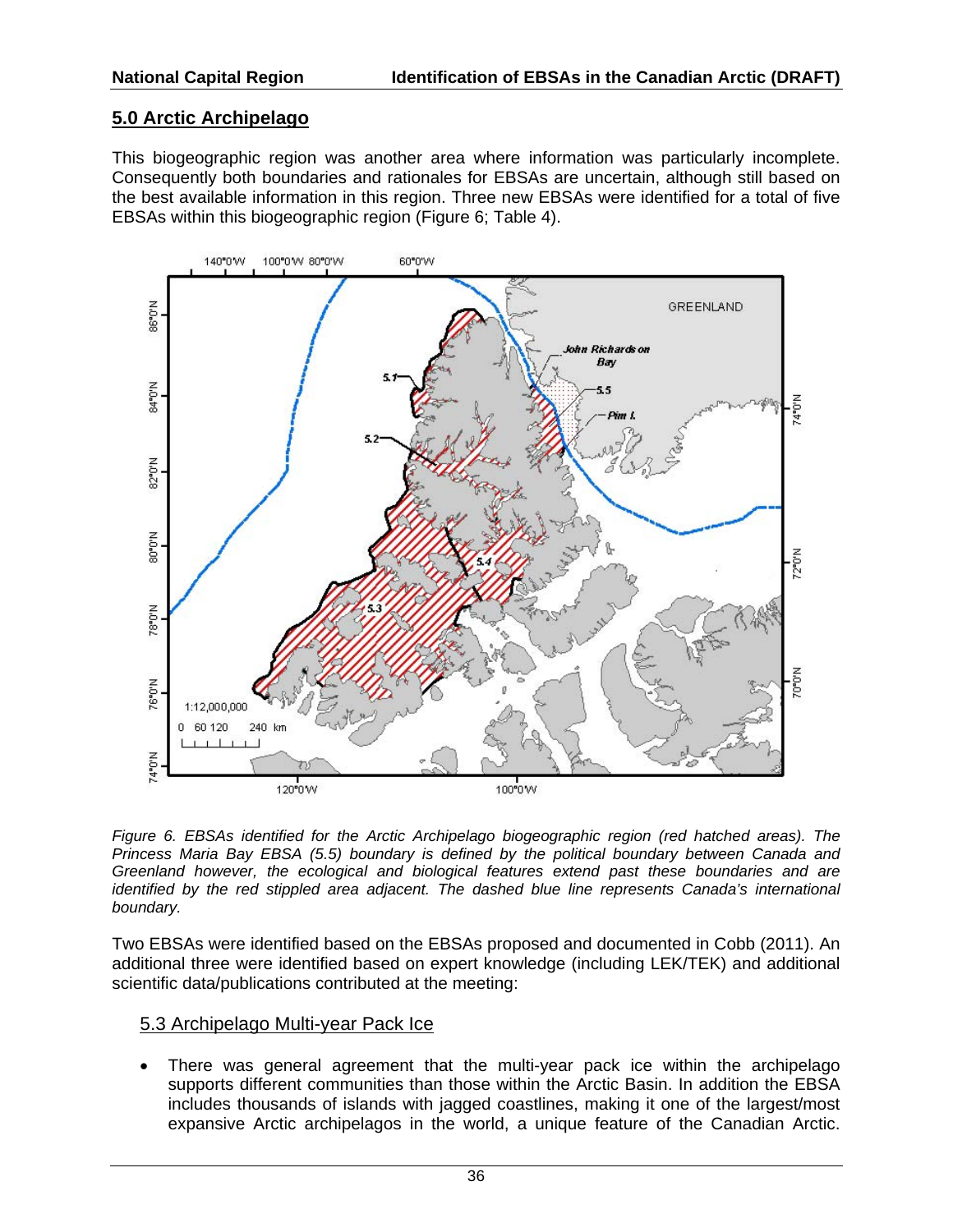## 5.0 Arctic Archipelago

This biogeographic region was another area where information was particularly incomplete. Consequently both boundaries and rationales for EBSAs are uncertain, although still based on the best available information in this region. Three new EBSAs were identified for a total of five EBSAs within this biogeographic region (Figure 6; Table 4).

*Figure 6. EBSAs identified for the Arctic Archipelago biogeographic region (red hatched areas). The Princess Maria Bay EBSA (5.5) boundary is defined by the political boundary between Canada and Greenland however, the ecological and biological features extend past these boundaries and are identified by the red stippled area adjacent. The dashed blue line represents Canada's international boundary.*

Two EBSAs were identified based on the EBSAs proposed and documented in Cobb (2011). An additional three were identified based on expert knowledge (including LEK/TEK) and additional scientific data/publications contributed at the meeting:

### 5.3 Archipelago Multi-year Pack Ice

- There was general agreement that the multi-year pack ice within the archipelago supports different communities than those within the Arctic Basin. In addition the EBSA includes thousands of islands with jagged coastlines, making it one of the largest/most expansive Arctic archipelagos in the world, a unique feature of the Canadian Arctic.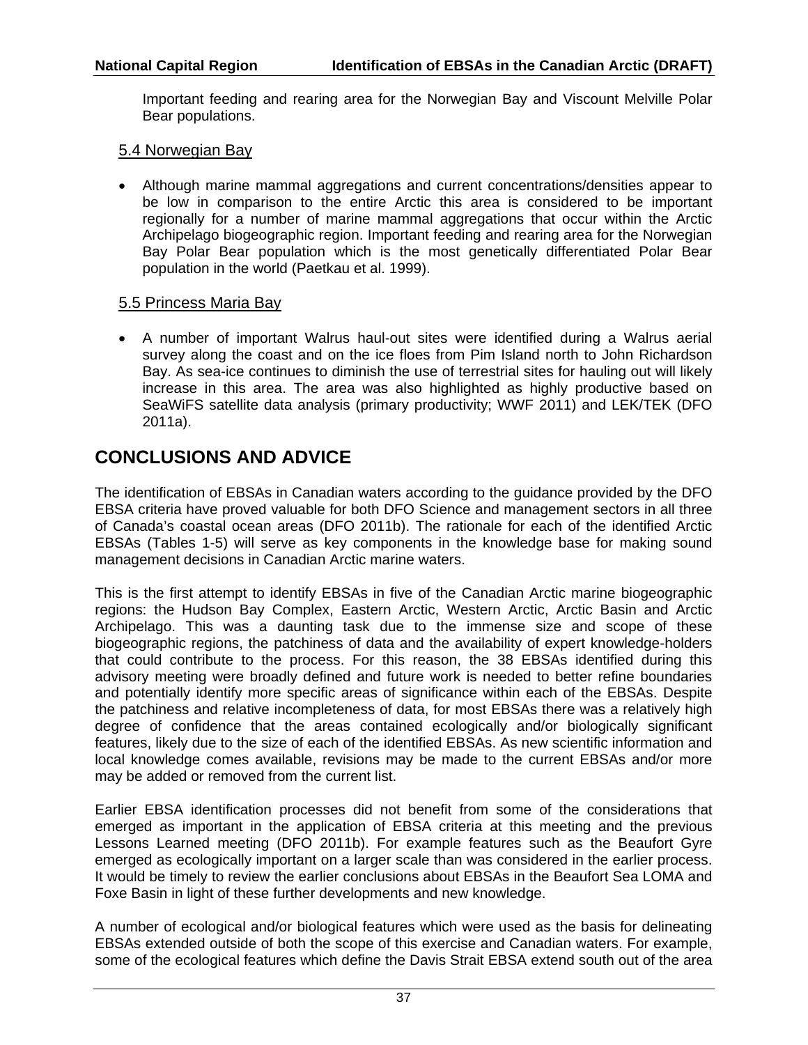Important feeding and rearing area for the Norwegian Bay and Viscount Melville Polar Bear populations.

### 5.4 Norwegian Bay

- Although marine mammal aggregations and current concentrations/densities appear to be low in comparison to the entire Arctic this area is considered to be important regionally for a number of marine mammal aggregations that occur within the Arctic Archipelago biogeographic region. Important feeding and rearing area for the Norwegian Bay Polar Bear population which is the most genetically differentiated Polar Bear population in the world (Paetkau et al. 1999).

### 5.5 Princess Maria Bay

- A number of important Walrus haul-out sites were identified during a Walrus aerial survey along the coast and on the ice floes from Pim Island north to John Richardson Bay. As sea-ice continues to diminish the use of terrestrial sites for hauling out will likely increase in this area. The area was also highlighted as highly productive based on SeaWiFS satellite data analysis (primary productivity; WWF 2011) and LEK/TEK (DFO 2011a).

## CONCLUSIONS AND ADVICE

The identification of EBSAs in Canadian waters according to the guidance provided by the DFO EBSA criteria have proved valuable for both DFO Science and management sectors in all three of Canada's coastal ocean areas (DFO 2011b). The rationale for each of the identified Arctic EBSAs (Tables 1-5) will serve as key components in the knowledge base for making sound management decisions in Canadian Arctic marine waters.

This is the first attempt to identify EBSAs in five of the Canadian Arctic marine biogeographic regions: the Hudson Bay Complex, Eastern Arctic, Western Arctic, Arctic Basin and Arctic Archipelago. This was a daunting task due to the immense size and scope of these biogeographic regions, the patchiness of data and the availability of expert knowledge-holders that could contribute to the process. For this reason, the 38 EBSAs identified during this advisory meeting were broadly defined and future work is needed to better refine boundaries and potentially identify more specific areas of significance within each of the EBSAs. Despite the patchiness and relative incompleteness of data, for most EBSAs there was a relatively high degree of confidence that the areas contained ecologically and/or biologically significant features, likely due to the size of each of the identified EBSAs. As new scientific information and local knowledge comes available, revisions may be made to the current EBSAs and/or more may be added or removed from the current list.

Earlier EBSA identification processes did not benefit from some of the considerations that emerged as important in the application of EBSA criteria at this meeting and the previous Lessons Learned meeting (DFO 2011b). For example features such as the Beaufort Gyre emerged as ecologically important on a larger scale than was considered in the earlier process. It would be timely to review the earlier conclusions about EBSAs in the Beaufort Sea LOMA and Foxe Basin in light of these further developments and new knowledge.

A number of ecological and/or biological features which were used as the basis for delineating EBSAs extended outside of both the scope of this exercise and Canadian waters. For example, some of the ecological features which define the Davis Strait EBSA extend south out of the area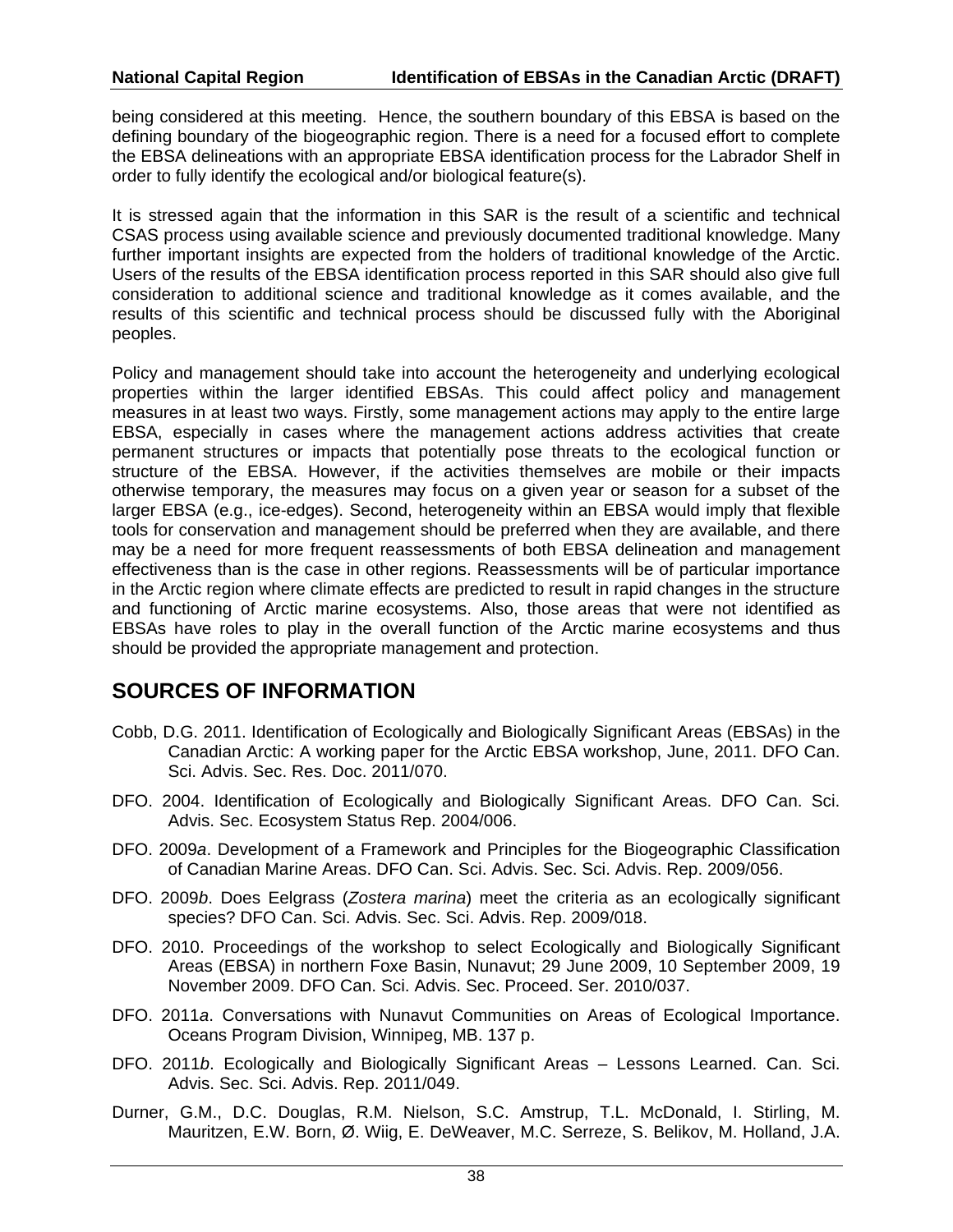being considered at this meeting. Hence, the southern boundary of this EBSA is based on the defining boundary of the biogeographic region. There is a need for a focused effort to complete the EBSA delineations with an appropriate EBSA identification process for the Labrador Shelf in order to fully identify the ecological and/or biological feature(s).

It is stressed again that the information in this SAR is the result of a scientific and technical CSAS process using available science and previously documented traditional knowledge. Many further important insights are expected from the holders of traditional knowledge of the Arctic. Users of the results of the EBSA identification process reported in this SAR should also give full consideration to additional science and traditional knowledge as it comes available, and the results of this scientific and technical process should be discussed fully with the Aboriginal peoples.

Policy and management should take into account the heterogeneity and underlying ecological properties within the larger identified EBSAs. This could affect policy and management measures in at least two ways. Firstly, some management actions may apply to the entire large EBSA, especially in cases where the management actions address activities that create permanent structures or impacts that potentially pose threats to the ecological function or structure of the EBSA. However, if the activities themselves are mobile or their impacts otherwise temporary, the measures may focus on a given year or season for a subset of the larger EBSA (e.g., ice-edges). Second, heterogeneity within an EBSA would imply that flexible tools for conservation and management should be preferred when they are available, and there may be a need for more frequent reassessments of both EBSA delineation and management effectiveness than is the case in other regions. Reassessments will be of particular importance in the Arctic region where climate effects are predicted to result in rapid changes in the structure and functioning of Arctic marine ecosystems. Also, those areas that were not identified as EBSAs have roles to play in the overall function of the Arctic marine ecosystems and thus should be provided the appropriate management and protection.

## SOURCES OF INFORMATION

Cobb, D.G. 2011. Identification of Ecologically and Biologically Significant Areas (EBSAs) in the Canadian Arctic: A working paper for the Arctic EBSA workshop, June, 2011. DFO Can. Sci. Advis. Sec. Res. Doc. 2011/070.

DFO. 2004. Identification of Ecologically and Biologically Significant Areas. DFO Can. Sci. Advis. Sec. Ecosystem Status Rep. 2004/006.

DFO. 2009*a*. Development of a Framework and Principles for the Biogeographic Classification of Canadian Marine Areas. DFO Can. Sci. Advis. Sec. Sci. Advis. Rep. 2009/056.

DFO. 2009*b*. Does Eelgrass (*Zostera marina*) meet the criteria as an ecologically significant species? DFO Can. Sci. Advis. Sec. Sci. Advis. Rep. 2009/018.

DFO. 2010. Proceedings of the workshop to select Ecologically and Biologically Significant Areas (EBSA) in northern Foxe Basin, Nunavut; 29 June 2009, 10 September 2009, 19 November 2009. DFO Can. Sci. Advis. Sec. Proceed. Ser. 2010/037.

DFO. 2011*a*. Conversations with Nunavut Communities on Areas of Ecological Importance. Oceans Program Division, Winnipeg, MB. 137 p.

DFO. 2011*b*. Ecologically and Biologically Significant Areas – Lessons Learned. Can. Sci. Advis. Sec. Sci. Advis. Rep. 2011/049.

Durner, G.M., D.C. Douglas, R.M. Nielson, S.C. Amstrup, T.L. McDonald, I. Stirling, M. Mauritzen, E.W. Born, Ø. Wiig, E. DeWeaver, M.C. Serreze, S. Belikov, M. Holland, J.A.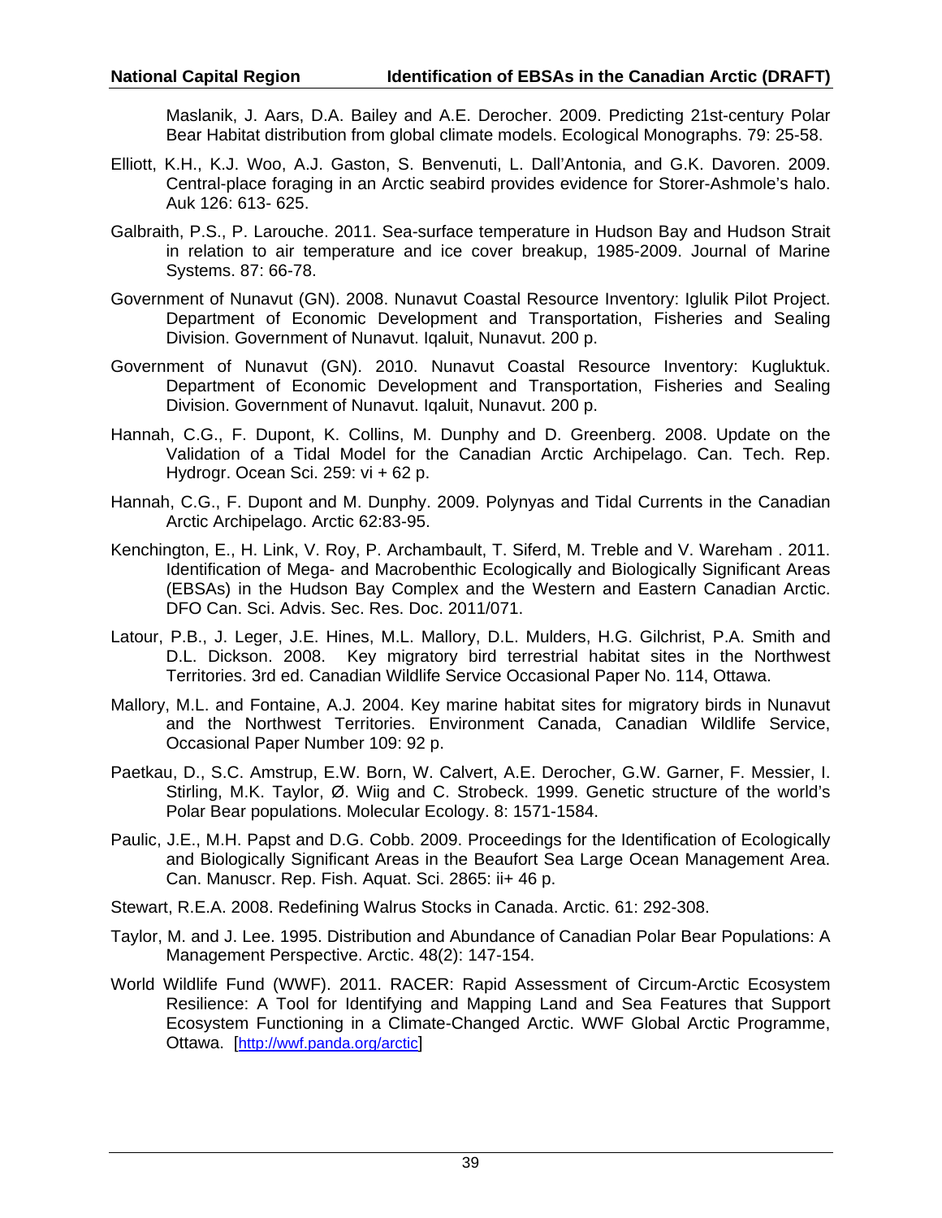Maslanik, J. Aars, D.A. Bailey and A.E. Derocher. 2009. Predicting 21st-century Polar Bear Habitat distribution from global climate models. Ecological Monographs. 79: 25-58.

Elliott, K.H., K.J. Woo, A.J. Gaston, S. Benvenuti, L. Dall'Antonia, and G.K. Davoren. 2009. Central-place foraging in an Arctic seabird provides evidence for Storer-Ashmole's halo. Auk 126: 613- 625.

Galbraith, P.S., P. Larouche. 2011. Sea-surface temperature in Hudson Bay and Hudson Strait in relation to air temperature and ice cover breakup, 1985-2009. Journal of Marine Systems. 87: 66-78.

Government of Nunavut (GN). 2008. Nunavut Coastal Resource Inventory: Iglulik Pilot Project. Department of Economic Development and Transportation, Fisheries and Sealing Division. Government of Nunavut. Iqaluit, Nunavut. 200 p.

Government of Nunavut (GN). 2010. Nunavut Coastal Resource Inventory: Kugluktuk. Department of Economic Development and Transportation, Fisheries and Sealing Division. Government of Nunavut. Iqaluit, Nunavut. 200 p.

Hannah, C.G., F. Dupont, K. Collins, M. Dunphy and D. Greenberg. 2008. Update on the Validation of a Tidal Model for the Canadian Arctic Archipelago. Can. Tech. Rep. Hydrogr. Ocean Sci. 259: vi + 62 p.

Hannah, C.G., F. Dupont and M. Dunphy. 2009. Polynyas and Tidal Currents in the Canadian Arctic Archipelago. Arctic 62:83-95.

Kenchington, E., H. Link, V. Roy, P. Archambault, T. Siferd, M. Treble and V. Wareham . 2011. Identification of Mega- and Macrobenthic Ecologically and Biologically Significant Areas (EBSAs) in the Hudson Bay Complex and the Western and Eastern Canadian Arctic. DFO Can. Sci. Advis. Sec. Res. Doc. 2011/071.

Latour, P.B., J. Leger, J.E. Hines, M.L. Mallory, D.L. Mulders, H.G. Gilchrist, P.A. Smith and D.L. Dickson. 2008. Key migratory bird terrestrial habitat sites in the Northwest Territories. 3rd ed. Canadian Wildlife Service Occasional Paper No. 114, Ottawa.

Mallory, M.L. and Fontaine, A.J. 2004. Key marine habitat sites for migratory birds in Nunavut and the Northwest Territories. Environment Canada, Canadian Wildlife Service, Occasional Paper Number 109: 92 p.

Paetkau, D., S.C. Amstrup, E.W. Born, W. Calvert, A.E. Derocher, G.W. Garner, F. Messier, I. Stirling, M.K. Taylor, Ø. Wiig and C. Strobeck. 1999. Genetic structure of the world's Polar Bear populations. Molecular Ecology. 8: 1571-1584.

Paulic, J.E., M.H. Papst and D.G. Cobb. 2009. Proceedings for the Identification of Ecologically and Biologically Significant Areas in the Beaufort Sea Large Ocean Management Area. Can. Manuscr. Rep. Fish. Aquat. Sci. 2865: ii+ 46 p.

Stewart, R.E.A. 2008. Redefining Walrus Stocks in Canada. Arctic. 61: 292-308.

Taylor, M. and J. Lee. 1995. Distribution and Abundance of Canadian Polar Bear Populations: A Management Perspective. Arctic. 48(2): 147-154.

World Wildlife Fund (WWF). 2011. RACER: Rapid Assessment of Circum-Arctic Ecosystem Resilience: A Tool for Identifying and Mapping Land and Sea Features that Support Ecosystem Functioning in a Climate-Changed Arctic. WWF Global Arctic Programme, Ottawa. [http://wwf.panda.org/arctic]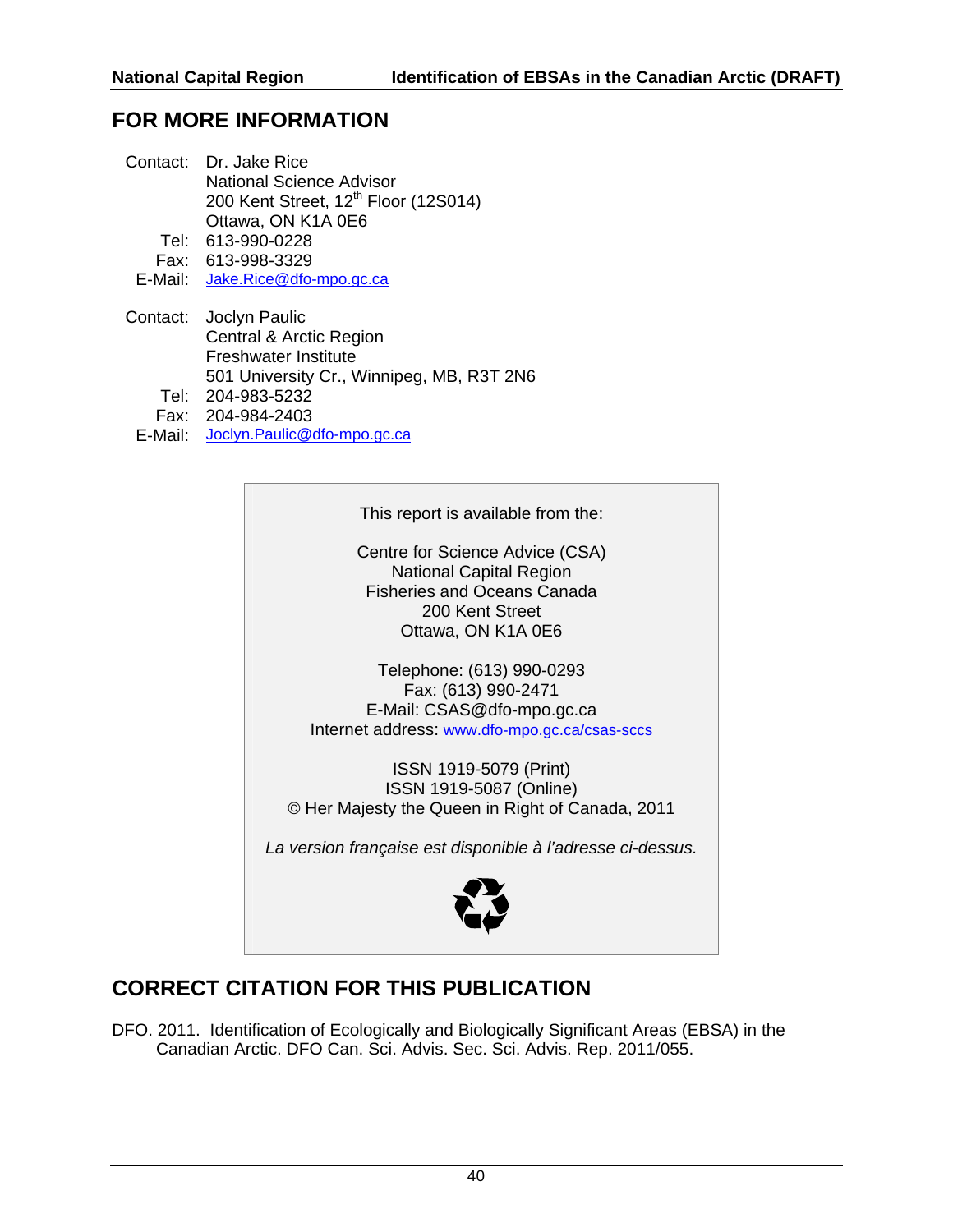## FOR MORE INFORMATION

Contact: Dr. Jake Rice
National Science Advisor
200 Kent Street, 12th Floor (12S014)
Ottawa, ON K1A 0E6
Tel: 613-990-0228
Fax: 613-998-3329
E-Mail: Jake.Rice@dfo-mpo.gc.ca

Contact: Joclyn Paulic
Central & Arctic Region
Freshwater Institute
501 University Cr., Winnipeg, MB, R3T 2N6
Tel: 204-983-5232
Fax: 204-984-2403
E-Mail: Joclyn.Paulic@dfo-mpo.gc.ca

This report is available from the:

Centre for Science Advice (CSA)
National Capital Region
Fisheries and Oceans Canada
200 Kent Street
Ottawa, ON K1A 0E6

Telephone: (613) 990-0293
Fax: (613) 990-2471
E-Mail: CSAS@dfo-mpo.gc.ca
Internet address: www.dfo-mpo.gc.ca/csas-sccs

ISSN 1919-5079 (Print)
ISSN 1919-5087 (Online)
© Her Majesty the Queen in Right of Canada, 2011

*La version française est disponible à l'adresse ci-dessus.*

## CORRECT CITATION FOR THIS PUBLICATION

DFO. 2011. Identification of Ecologically and Biologically Significant Areas (EBSA) in the Canadian Arctic. DFO Can. Sci. Advis. Sec. Sci. Advis. Rep. 2011/055.